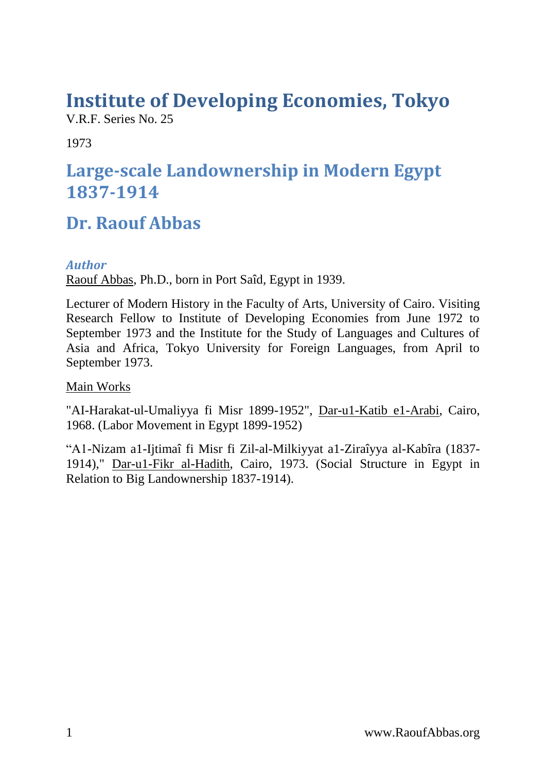# Institute of Developing Economies, Tokyo

V.R.F. Series No. 25

1973

## Large-scale Landownership in Modern Egypt 1837-1914

## Dr. Raouf Abbas

### *Author*

Raouf Abbas, Ph.D., born in Port Saîd, Egypt in 1939.

Lecturer of Modern History in the Faculty of Arts, University of Cairo. Visiting Research Fellow to Institute of Developing Economies from June 1972 to September 1973 and the Institute for the Study of Languages and Cultures of Asia and Africa, Tokyo University for Foreign Languages, from April to September 1973.

Main Works

"AI-Harakat-ul-Umaliyya fi Misr 1899-1952", Dar-u1-Katib e1-Arabi, Cairo, 1968. (Labor Movement in Egypt 1899-1952)

"A1-Nizam a1-Ijtimaî fi Misr fi Zil-al-Milkiyyat a1-Ziraîyya al-Kabîra (1837-1914)," Dar-u1-Fikr al-Hadith, Cairo, 1973. (Social Structure in Egypt in Relation to Big Landownership 1837-1914).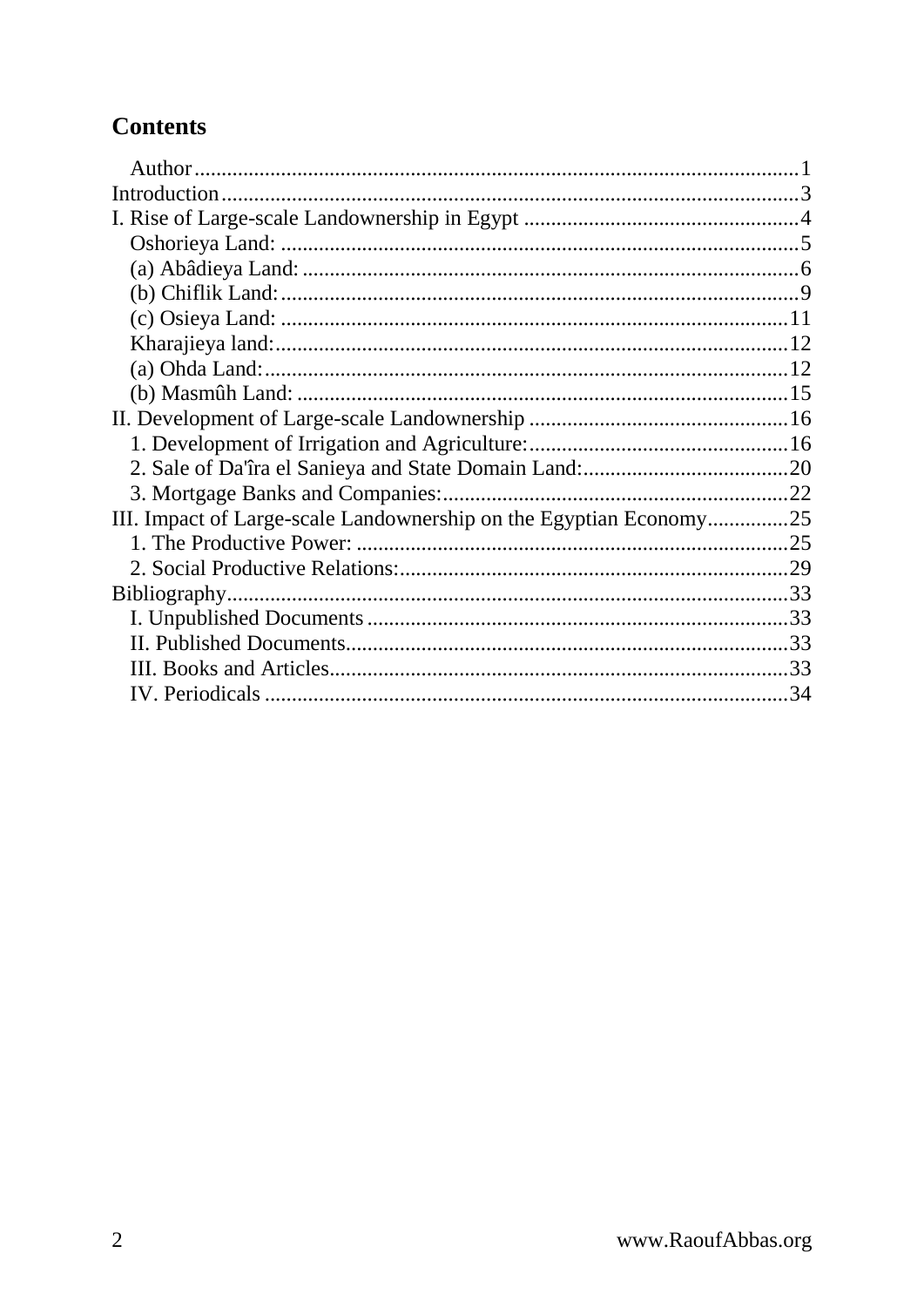## Contents

- Author ... 1
- Introduction ... 3
- I. Rise of Large-scale Landownership in Egypt ... 4
  - Oshorieya Land: ... 5
  - (a) Abâdieya Land: ... 6
  - (b) Chiflik Land: ... 9
  - (c) Osieya Land: ... 11
  - Kharajieya land: ... 12
  - (a) Ohda Land: ... 12
  - (b) Masmûh Land: ... 15
- II. Development of Large-scale Landownership ... 16
  - 1. Development of Irrigation and Agriculture: ... 16
  - 2. Sale of Da'îra el Sanieya and State Domain Land: ... 20
  - 3. Mortgage Banks and Companies: ... 22
- III. Impact of Large-scale Landownership on the Egyptian Economy ... 25
  - 1. The Productive Power: ... 25
  - 2. Social Productive Relations: ... 29
- Bibliography ... 33
  - I. Unpublished Documents ... 33
  - II. Published Documents ... 33
  - III. Books and Articles ... 33
  - IV. Periodicals ... 34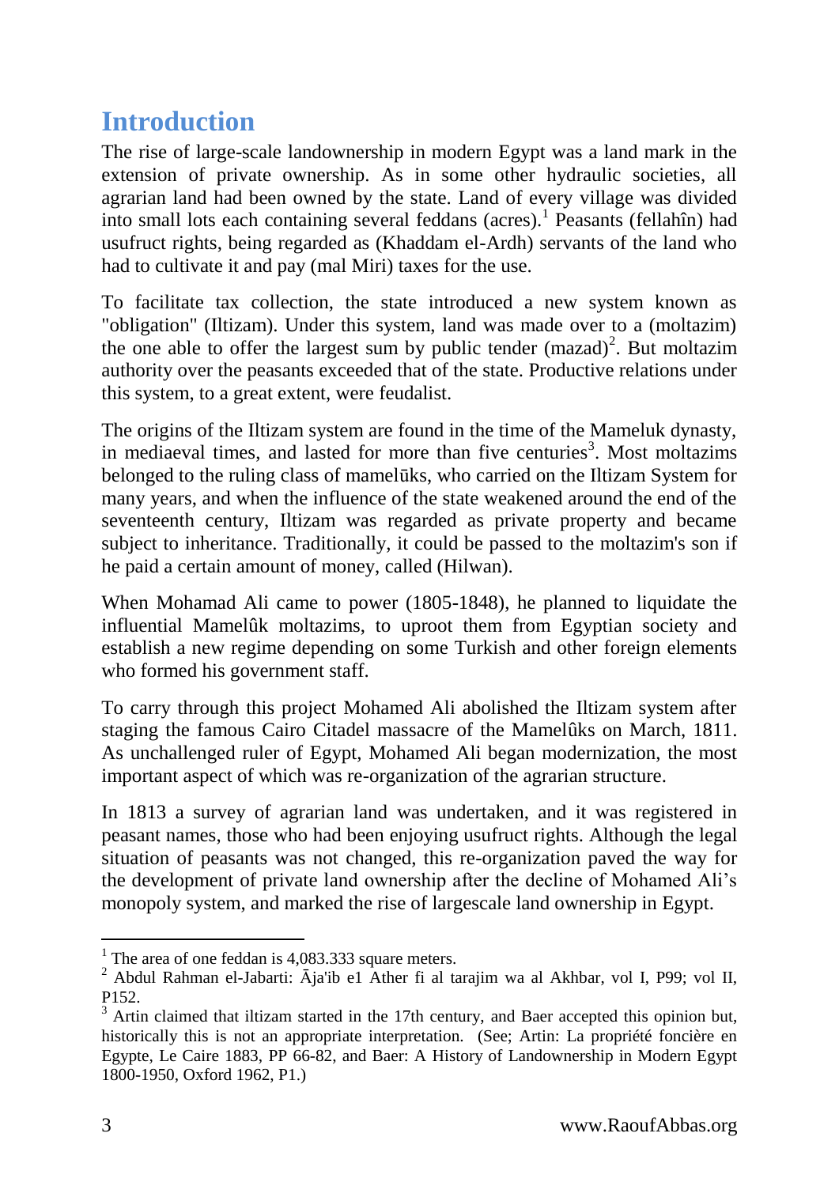# Introduction

The rise of large-scale landownership in modern Egypt was a land mark in the extension of private ownership. As in some other hydraulic societies, all agrarian land had been owned by the state. Land of every village was divided into small lots each containing several feddans (acres).[1] Peasants (fellahîn) had usufruct rights, being regarded as (Khaddam el-Ardh) servants of the land who had to cultivate it and pay (mal Miri) taxes for the use.

To facilitate tax collection, the state introduced a new system known as "obligation" (Iltizam). Under this system, land was made over to a (moltazim) the one able to offer the largest sum by public tender (mazad)[2]. But moltazim authority over the peasants exceeded that of the state. Productive relations under this system, to a great extent, were feudalist.

The origins of the Iltizam system are found in the time of the Mameluk dynasty, in mediaeval times, and lasted for more than five centuries[3]. Most moltazims belonged to the ruling class of mamelūks, who carried on the Iltizam System for many years, and when the influence of the state weakened around the end of the seventeenth century, Iltizam was regarded as private property and became subject to inheritance. Traditionally, it could be passed to the moltazim's son if he paid a certain amount of money, called (Hilwan).

When Mohamad Ali came to power (1805-1848), he planned to liquidate the influential Mamelûk moltazims, to uproot them from Egyptian society and establish a new regime depending on some Turkish and other foreign elements who formed his government staff.

To carry through this project Mohamed Ali abolished the Iltizam system after staging the famous Cairo Citadel massacre of the Mamelûks on March, 1811. As unchallenged ruler of Egypt, Mohamed Ali began modernization, the most important aspect of which was re-organization of the agrarian structure.

In 1813 a survey of agrarian land was undertaken, and it was registered in peasant names, those who had been enjoying usufruct rights. Although the legal situation of peasants was not changed, this re-organization paved the way for the development of private land ownership after the decline of Mohamed Ali's monopoly system, and marked the rise of largescale land ownership in Egypt.

---

[1] The area of one feddan is 4,083.333 square meters.

[2] Abdul Rahman el-Jabarti: Āja'ib e1 Ather fi al tarajim wa al Akhbar, vol I, P99; vol II, P152.

[3] Artin claimed that iltizam started in the 17th century, and Baer accepted this opinion but, historically this is not an appropriate interpretation. (See; Artin: La propriété foncière en Egypte, Le Caire 1883, PP 66-82, and Baer: A History of Landownership in Modern Egypt 1800-1950, Oxford 1962, P1.)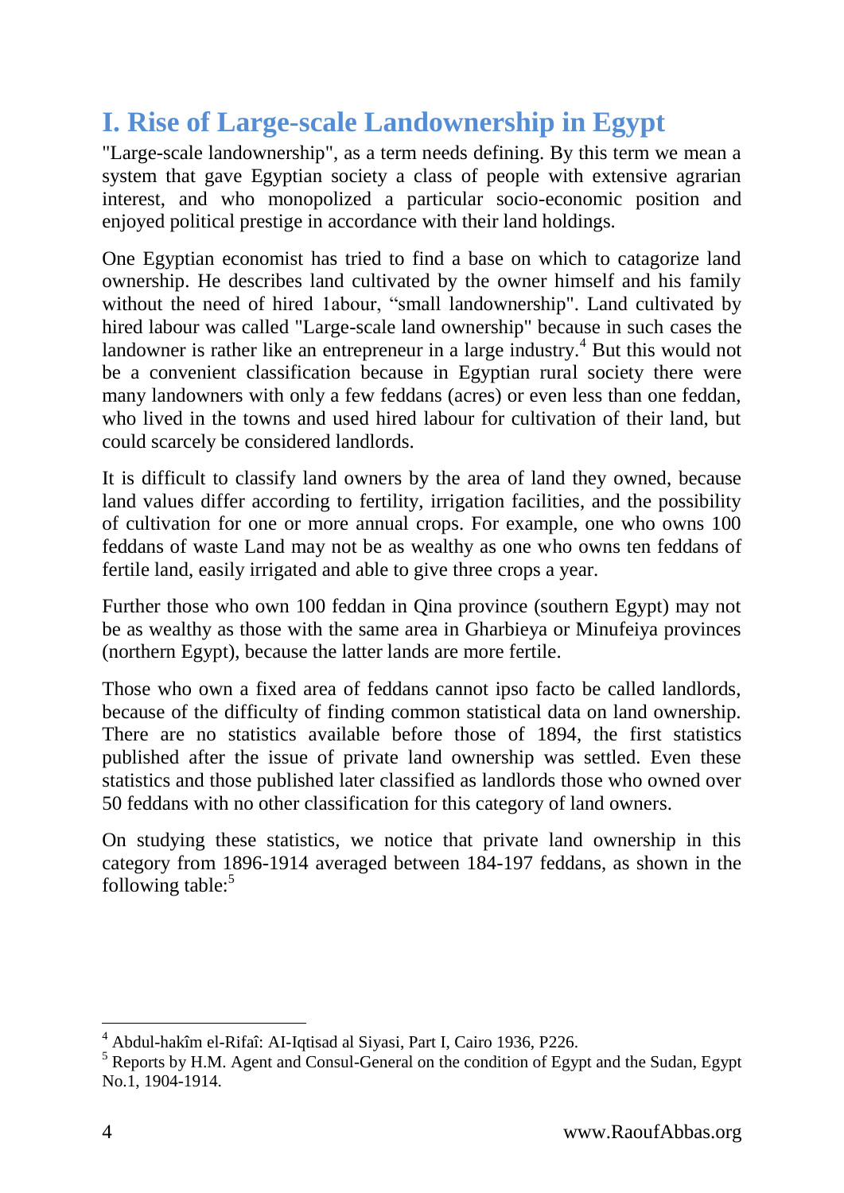# I. Rise of Large-scale Landownership in Egypt

"Large-scale landownership", as a term needs defining. By this term we mean a system that gave Egyptian society a class of people with extensive agrarian interest, and who monopolized a particular socio-economic position and enjoyed political prestige in accordance with their land holdings.

One Egyptian economist has tried to find a base on which to catagorize land ownership. He describes land cultivated by the owner himself and his family without the need of hired 1abour, "small landownership". Land cultivated by hired labour was called "Large-scale land ownership" because in such cases the landowner is rather like an entrepreneur in a large industry.[4] But this would not be a convenient classification because in Egyptian rural society there were many landowners with only a few feddans (acres) or even less than one feddan, who lived in the towns and used hired labour for cultivation of their land, but could scarcely be considered landlords.

It is difficult to classify land owners by the area of land they owned, because land values differ according to fertility, irrigation facilities, and the possibility of cultivation for one or more annual crops. For example, one who owns 100 feddans of waste Land may not be as wealthy as one who owns ten feddans of fertile land, easily irrigated and able to give three crops a year.

Further those who own 100 feddan in Qina province (southern Egypt) may not be as wealthy as those with the same area in Gharbieya or Minufeiya provinces (northern Egypt), because the latter lands are more fertile.

Those who own a fixed area of feddans cannot ipso facto be called landlords, because of the difficulty of finding common statistical data on land ownership. There are no statistics available before those of 1894, the first statistics published after the issue of private land ownership was settled. Even these statistics and those published later classified as landlords those who owned over 50 feddans with no other classification for this category of land owners.

On studying these statistics, we notice that private land ownership in this category from 1896-1914 averaged between 184-197 feddans, as shown in the following table:[5]

---

[4] Abdul-hakîm el-Rifaî: AI-Iqtisad al Siyasi, Part I, Cairo 1936, P226.

[5] Reports by H.M. Agent and Consul-General on the condition of Egypt and the Sudan, Egypt No.1, 1904-1914.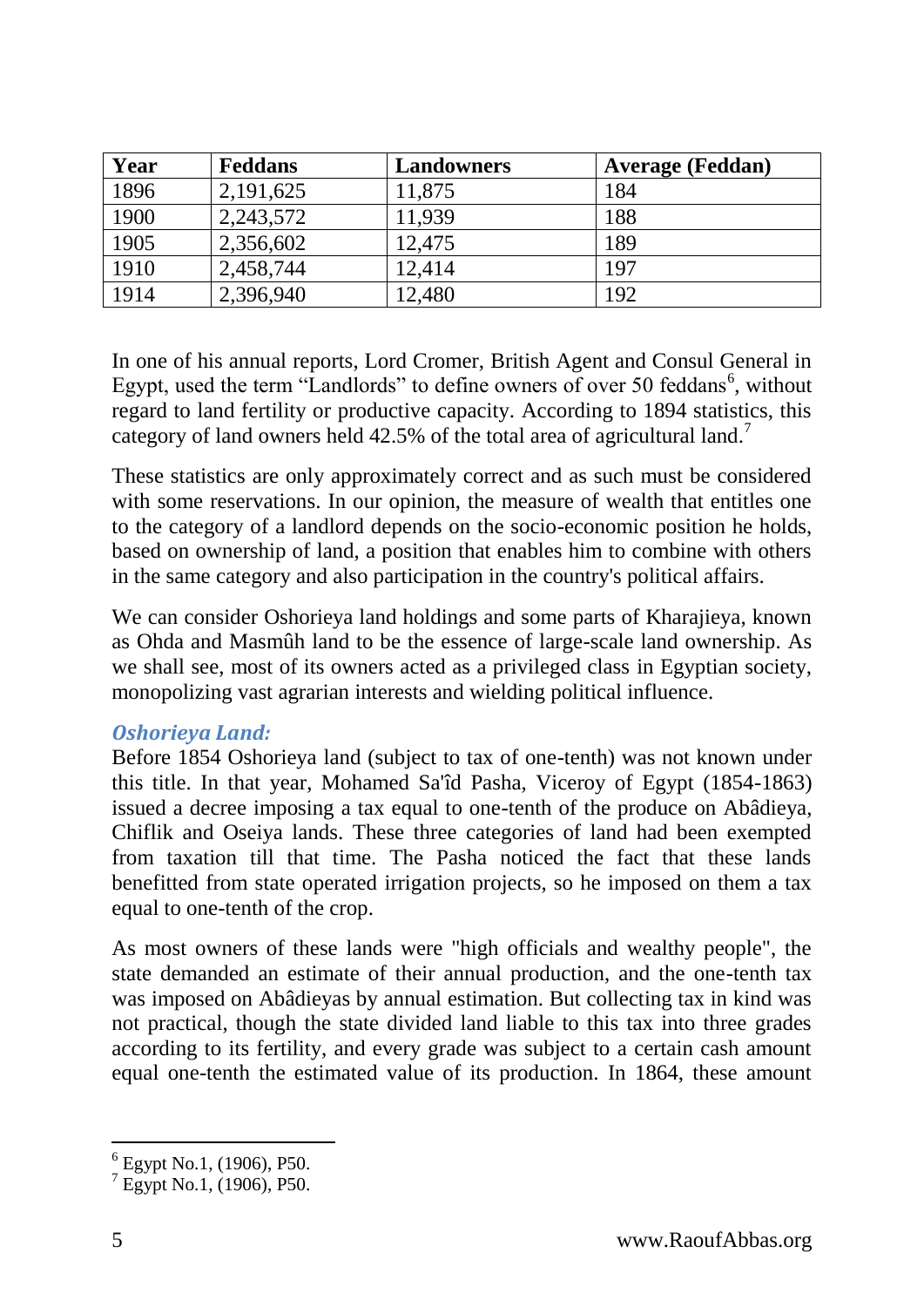| Year | Feddans | Landowners | Average (Feddan) |
|---|---|---|---|
| 1896 | 2,191,625 | 11,875 | 184 |
| 1900 | 2,243,572 | 11,939 | 188 |
| 1905 | 2,356,602 | 12,475 | 189 |
| 1910 | 2,458,744 | 12,414 | 197 |
| 1914 | 2,396,940 | 12,480 | 192 |

In one of his annual reports, Lord Cromer, British Agent and Consul General in Egypt, used the term "Landlords" to define owners of over 50 feddans[6], without regard to land fertility or productive capacity. According to 1894 statistics, this category of land owners held 42.5% of the total area of agricultural land.[7]

These statistics are only approximately correct and as such must be considered with some reservations. In our opinion, the measure of wealth that entitles one to the category of a landlord depends on the socio-economic position he holds, based on ownership of land, a position that enables him to combine with others in the same category and also participation in the country's political affairs.

We can consider Oshorieya land holdings and some parts of Kharajieya, known as Ohda and Masmûh land to be the essence of large-scale land ownership. As we shall see, most of its owners acted as a privileged class in Egyptian society, monopolizing vast agrarian interests and wielding political influence.

### *Oshorieya Land:*

Before 1854 Oshorieya land (subject to tax of one-tenth) was not known under this title. In that year, Mohamed Sa'îd Pasha, Viceroy of Egypt (1854-1863) issued a decree imposing a tax equal to one-tenth of the produce on Abâdieya, Chiflik and Oseiya lands. These three categories of land had been exempted from taxation till that time. The Pasha noticed the fact that these lands benefitted from state operated irrigation projects, so he imposed on them a tax equal to one-tenth of the crop.

As most owners of these lands were "high officials and wealthy people", the state demanded an estimate of their annual production, and the one-tenth tax was imposed on Abâdieyas by annual estimation. But collecting tax in kind was not practical, though the state divided land liable to this tax into three grades according to its fertility, and every grade was subject to a certain cash amount equal one-tenth the estimated value of its production. In 1864, these amount

---

[6] Egypt No.1, (1906), P50.

[7] Egypt No.1, (1906), P50.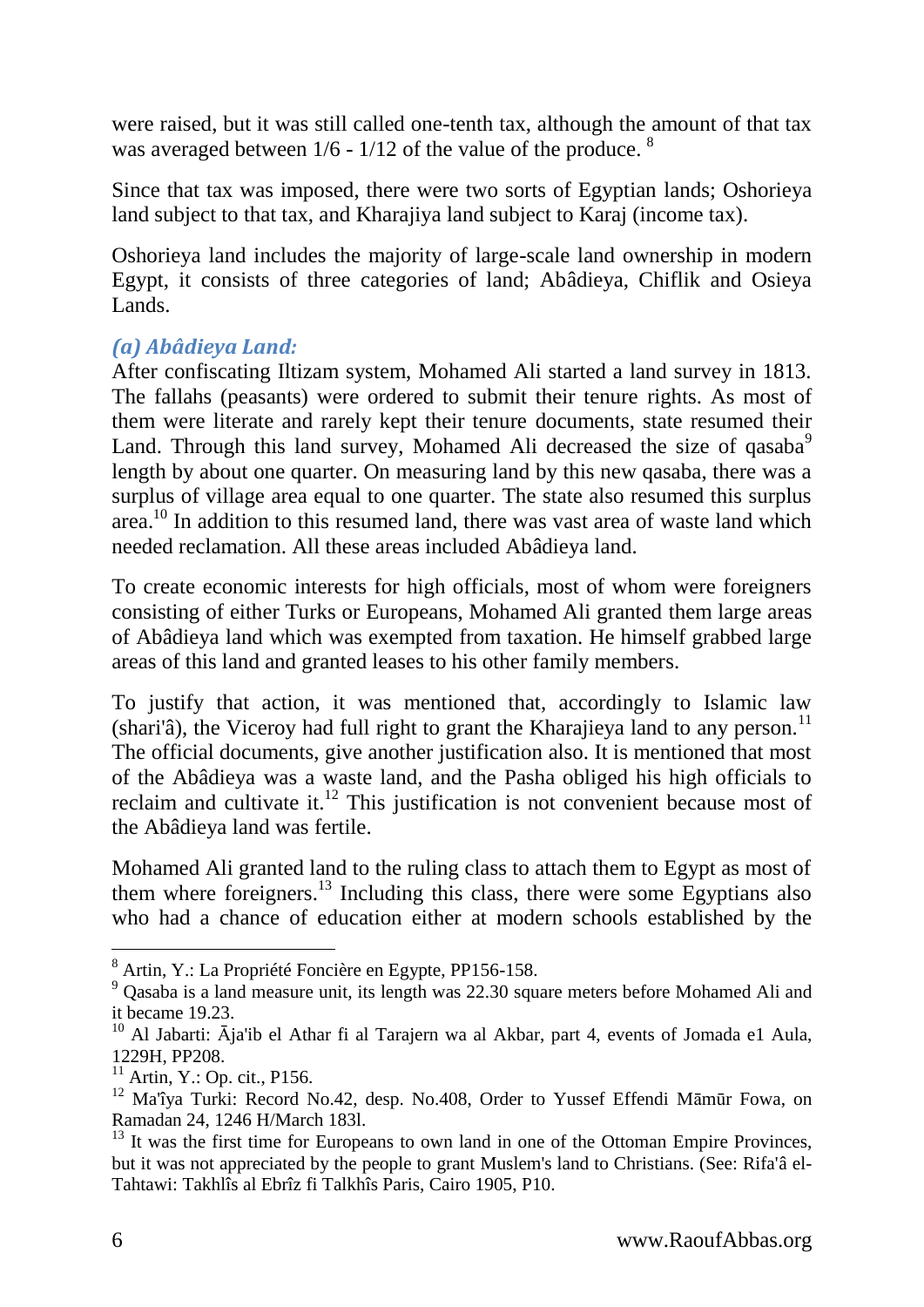were raised, but it was still called one-tenth tax, although the amount of that tax was averaged between 1/6 - 1/12 of the value of the produce. [8]

Since that tax was imposed, there were two sorts of Egyptian lands; Oshorieya land subject to that tax, and Kharajiya land subject to Karaj (income tax).

Oshorieya land includes the majority of large-scale land ownership in modern Egypt, it consists of three categories of land; Abâdieya, Chiflik and Osieya Lands.

### *(a) Abâdieya Land:*

After confiscating Iltizam system, Mohamed Ali started a land survey in 1813. The fallahs (peasants) were ordered to submit their tenure rights. As most of them were literate and rarely kept their tenure documents, state resumed their Land. Through this land survey, Mohamed Ali decreased the size of qasaba[9] length by about one quarter. On measuring land by this new qasaba, there was a surplus of village area equal to one quarter. The state also resumed this surplus area.[10] In addition to this resumed land, there was vast area of waste land which needed reclamation. All these areas included Abâdieya land.

To create economic interests for high officials, most of whom were foreigners consisting of either Turks or Europeans, Mohamed Ali granted them large areas of Abâdieya land which was exempted from taxation. He himself grabbed large areas of this land and granted leases to his other family members.

To justify that action, it was mentioned that, accordingly to Islamic law (shari'â), the Viceroy had full right to grant the Kharajieya land to any person.[11] The official documents, give another justification also. It is mentioned that most of the Abâdieya was a waste land, and the Pasha obliged his high officials to reclaim and cultivate it.[12] This justification is not convenient because most of the Abâdieya land was fertile.

Mohamed Ali granted land to the ruling class to attach them to Egypt as most of them where foreigners.[13] Including this class, there were some Egyptians also who had a chance of education either at modern schools established by the

---

[8] Artin, Y.: La Propriété Foncière en Egypte, PP156-158.

[9] Qasaba is a land measure unit, its length was 22.30 square meters before Mohamed Ali and it became 19.23.

[10] Al Jabarti: Āja'ib el Athar fi al Tarajern wa al Akbar, part 4, events of Jomada e1 Aula, 1229H, PP208.

[11] Artin, Y.: Op. cit., P156.

[12] Ma'îya Turki: Record No.42, desp. No.408, Order to Yussef Effendi Māmūr Fowa, on Ramadan 24, 1246 H/March 183l.

[13] It was the first time for Europeans to own land in one of the Ottoman Empire Provinces, but it was not appreciated by the people to grant Muslem's land to Christians. (See: Rifa'â el-Tahtawi: Takhlîs al Ebrîz fi Talkhîs Paris, Cairo 1905, P10.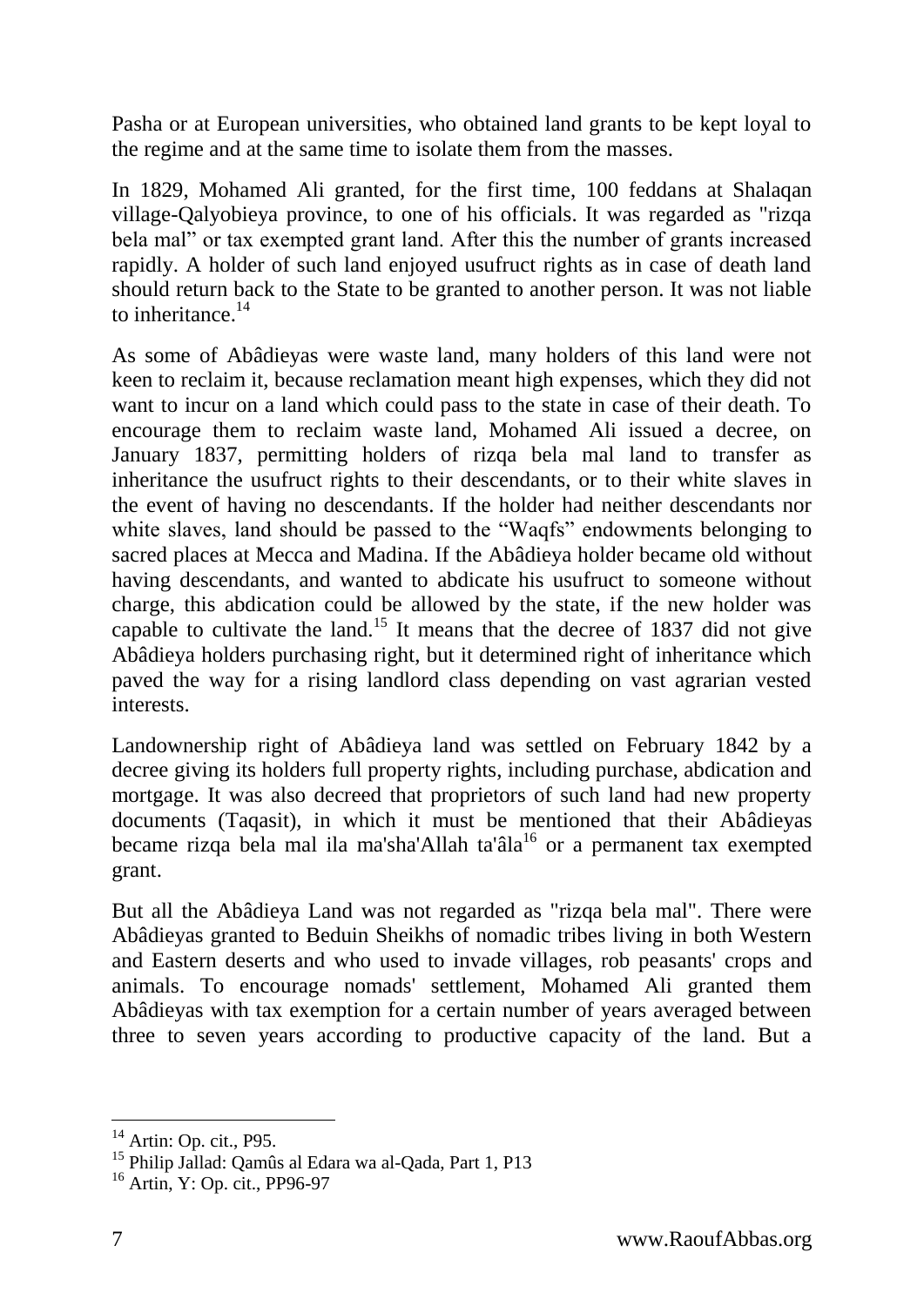Pasha or at European universities, who obtained land grants to be kept loyal to the regime and at the same time to isolate them from the masses.

In 1829, Mohamed Ali granted, for the first time, 100 feddans at Shalaqan village-Qalyobieya province, to one of his officials. It was regarded as "rizqa bela mal" or tax exempted grant land. After this the number of grants increased rapidly. A holder of such land enjoyed usufruct rights as in case of death land should return back to the State to be granted to another person. It was not liable to inheritance.[14]

As some of Abâdieyas were waste land, many holders of this land were not keen to reclaim it, because reclamation meant high expenses, which they did not want to incur on a land which could pass to the state in case of their death. To encourage them to reclaim waste land, Mohamed Ali issued a decree, on January 1837, permitting holders of rizqa bela mal land to transfer as inheritance the usufruct rights to their descendants, or to their white slaves in the event of having no descendants. If the holder had neither descendants nor white slaves, land should be passed to the "Waqfs" endowments belonging to sacred places at Mecca and Madina. If the Abâdieya holder became old without having descendants, and wanted to abdicate his usufruct to someone without charge, this abdication could be allowed by the state, if the new holder was capable to cultivate the land.[15] It means that the decree of 1837 did not give Abâdieya holders purchasing right, but it determined right of inheritance which paved the way for a rising landlord class depending on vast agrarian vested interests.

Landownership right of Abâdieya land was settled on February 1842 by a decree giving its holders full property rights, including purchase, abdication and mortgage. It was also decreed that proprietors of such land had new property documents (Taqasit), in which it must be mentioned that their Abâdieyas became rizqa bela mal ila ma'sha'Allah ta'âla[16] or a permanent tax exempted grant.

But all the Abâdieya Land was not regarded as "rizqa bela mal". There were Abâdieyas granted to Beduin Sheikhs of nomadic tribes living in both Western and Eastern deserts and who used to invade villages, rob peasants' crops and animals. To encourage nomads' settlement, Mohamed Ali granted them Abâdieyas with tax exemption for a certain number of years averaged between three to seven years according to productive capacity of the land. But a

---

[14] Artin: Op. cit., P95.

[15] Philip Jallad: Qamûs al Edara wa al-Qada, Part 1, P13

[16] Artin, Y: Op. cit., PP96-97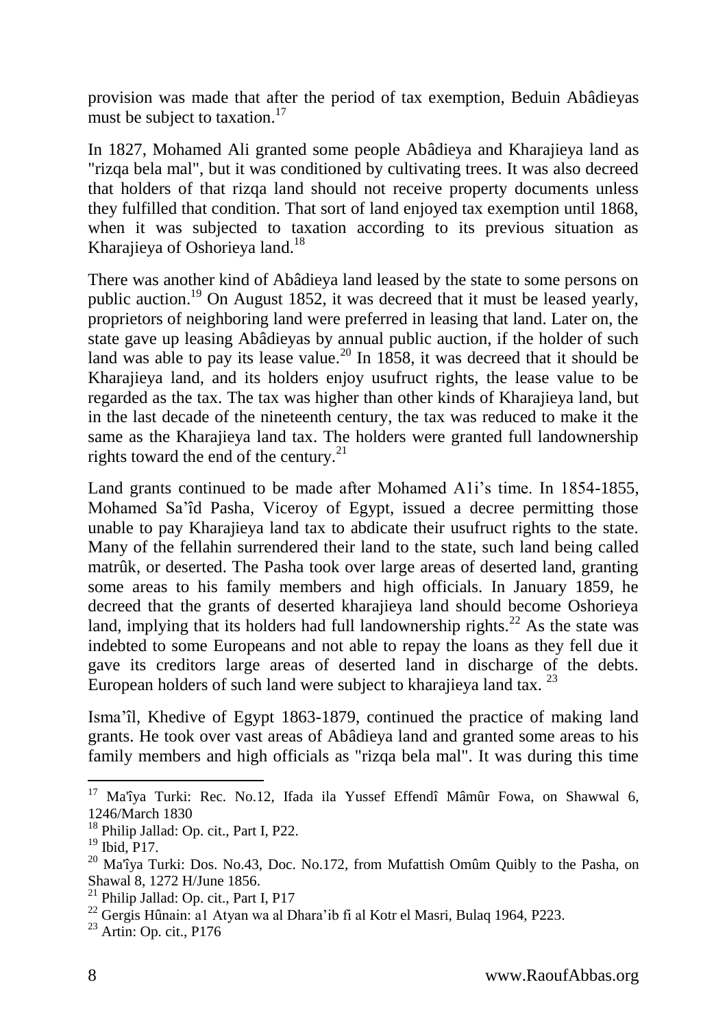provision was made that after the period of tax exemption, Beduin Abâdieyas must be subject to taxation.[17]

In 1827, Mohamed Ali granted some people Abâdieya and Kharajieya land as "rizqa bela mal", but it was conditioned by cultivating trees. It was also decreed that holders of that rizqa land should not receive property documents unless they fulfilled that condition. That sort of land enjoyed tax exemption until 1868, when it was subjected to taxation according to its previous situation as Kharajieya of Oshorieya land.[18]

There was another kind of Abâdieya land leased by the state to some persons on public auction.[19] On August 1852, it was decreed that it must be leased yearly, proprietors of neighboring land were preferred in leasing that land. Later on, the state gave up leasing Abâdieyas by annual public auction, if the holder of such land was able to pay its lease value.[20] In 1858, it was decreed that it should be Kharajieya land, and its holders enjoy usufruct rights, the lease value to be regarded as the tax. The tax was higher than other kinds of Kharajieya land, but in the last decade of the nineteenth century, the tax was reduced to make it the same as the Kharajieya land tax. The holders were granted full landownership rights toward the end of the century.[21]

Land grants continued to be made after Mohamed A1i's time. In 1854-1855, Mohamed Sa'îd Pasha, Viceroy of Egypt, issued a decree permitting those unable to pay Kharajieya land tax to abdicate their usufruct rights to the state. Many of the fellahin surrendered their land to the state, such land being called matrûk, or deserted. The Pasha took over large areas of deserted land, granting some areas to his family members and high officials. In January 1859, he decreed that the grants of deserted kharajieya land should become Oshorieya land, implying that its holders had full landownership rights.[22] As the state was indebted to some Europeans and not able to repay the loans as they fell due it gave its creditors large areas of deserted land in discharge of the debts. European holders of such land were subject to kharajieya land tax.[23]

Isma'îl, Khedive of Egypt 1863-1879, continued the practice of making land grants. He took over vast areas of Abâdieya land and granted some areas to his family members and high officials as "rizqa bela mal". It was during this time

---

[17] Ma'îya Turki: Rec. No.12, Ifada ila Yussef Effendî Mâmûr Fowa, on Shawwal 6, 1246/March 1830

[18] Philip Jallad: Op. cit., Part I, P22.

[19] Ibid, P17.

[20] Ma'îya Turki: Dos. No.43, Doc. No.172, from Mufattish Omûm Quibly to the Pasha, on Shawal 8, 1272 H/June 1856.

[21] Philip Jallad: Op. cit., Part I, P17

[22] Gergis Hûnain: a1 Atyan wa al Dhara'ib fi al Kotr el Masri, Bulaq 1964, P223.

[23] Artin: Op. cit., P176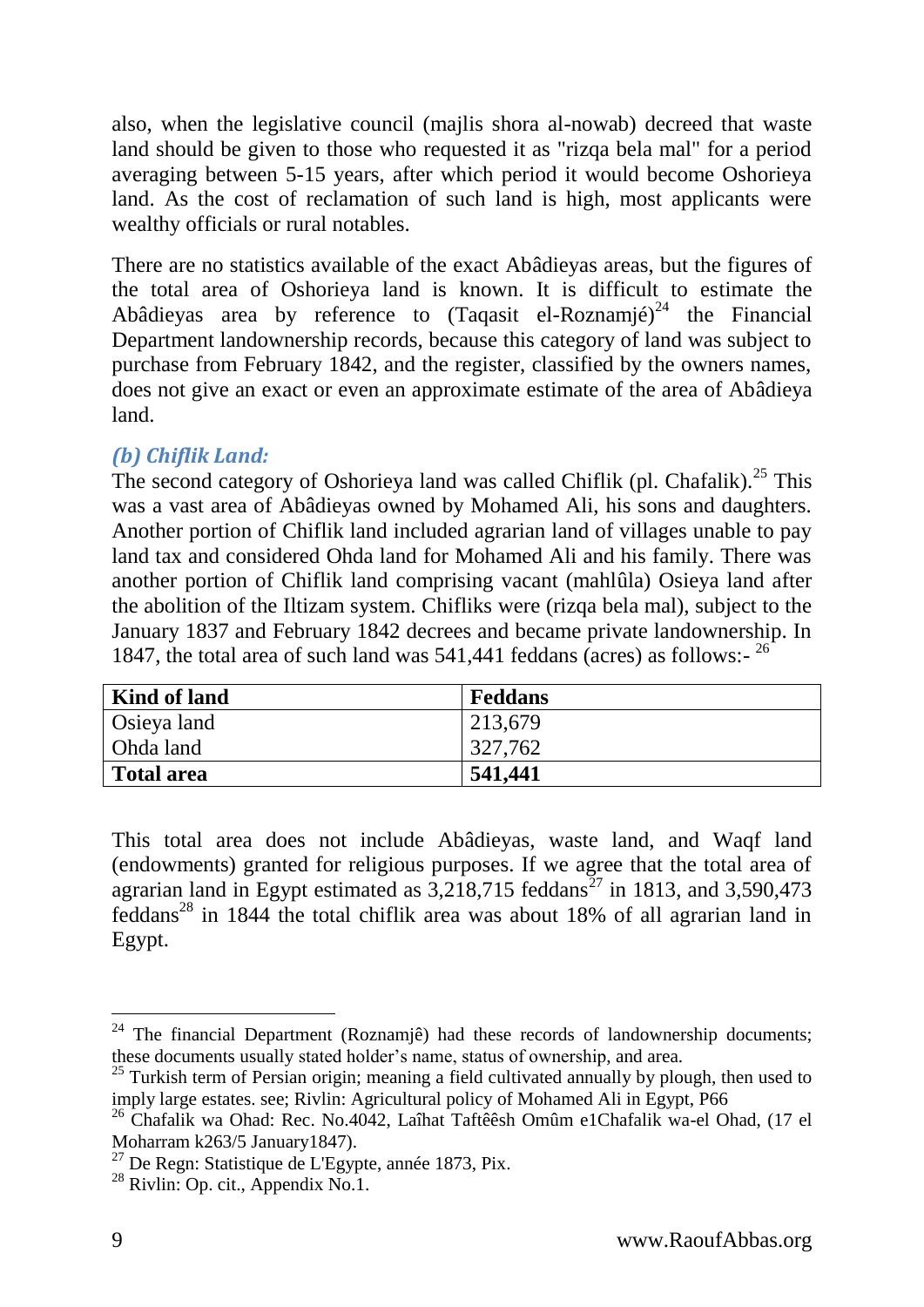also, when the legislative council (majlis shora al-nowab) decreed that waste land should be given to those who requested it as "rizqa bela mal" for a period averaging between 5-15 years, after which period it would become Oshorieya land. As the cost of reclamation of such land is high, most applicants were wealthy officials or rural notables.

There are no statistics available of the exact Abâdieyas areas, but the figures of the total area of Oshorieya land is known. It is difficult to estimate the Abâdieyas area by reference to (Taqasit el-Roznamjé)[24] the Financial Department landownership records, because this category of land was subject to purchase from February 1842, and the register, classified by the owners names, does not give an exact or even an approximate estimate of the area of Abâdieya land.

### *(b) Chiflik Land:*

The second category of Oshorieya land was called Chiflik (pl. Chafalik).[25] This was a vast area of Abâdieyas owned by Mohamed Ali, his sons and daughters. Another portion of Chiflik land included agrarian land of villages unable to pay land tax and considered Ohda land for Mohamed Ali and his family. There was another portion of Chiflik land comprising vacant (mahlûla) Osieya land after the abolition of the Iltizam system. Chifliks were (rizqa bela mal), subject to the January 1837 and February 1842 decrees and became private landownership. In 1847, the total area of such land was 541,441 feddans (acres) as follows:- [26]

| Kind of land | Feddans |
|---|---|
| Osieya land | 213,679 |
| Ohda land | 327,762 |
| **Total area** | **541,441** |

This total area does not include Abâdieyas, waste land, and Waqf land (endowments) granted for religious purposes. If we agree that the total area of agrarian land in Egypt estimated as 3,218,715 feddans[27] in 1813, and 3,590,473 feddans[28] in 1844 the total chiflik area was about 18% of all agrarian land in Egypt.

---

[24] The financial Department (Roznamjê) had these records of landownership documents; these documents usually stated holder's name, status of ownership, and area.

[25] Turkish term of Persian origin; meaning a field cultivated annually by plough, then used to imply large estates. see; Rivlin: Agricultural policy of Mohamed Ali in Egypt, P66

[26] Chafalik wa Ohad: Rec. No.4042, Laîhat Taftêêsh Omûm e1Chafalik wa-el Ohad, (17 el Moharram k263/5 January1847).

[27] De Regn: Statistique de L'Egypte, année 1873, Pix.

[28] Rivlin: Op. cit., Appendix No.1.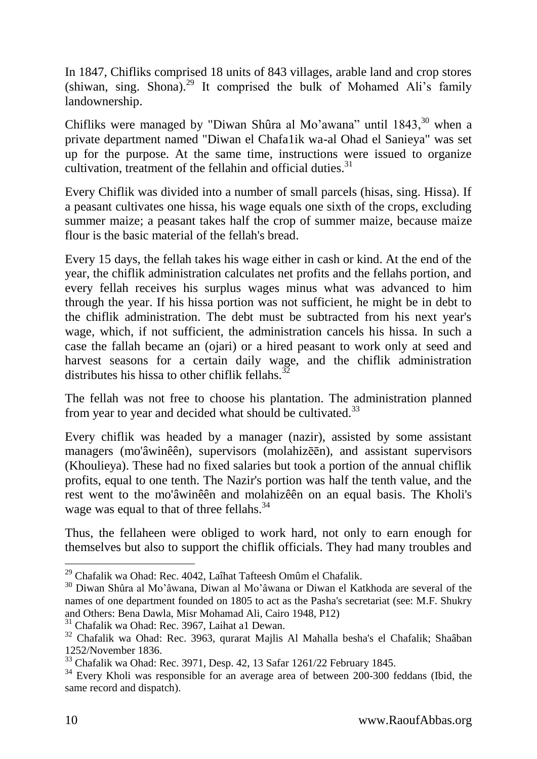In 1847, Chifliks comprised 18 units of 843 villages, arable land and crop stores (shiwan, sing. Shona).[29] It comprised the bulk of Mohamed Ali's family landownership.

Chifliks were managed by "Diwan Shûra al Mo'awana" until 1843,[30] when a private department named "Diwan el Chafa1ik wa-al Ohad el Sanieya" was set up for the purpose. At the same time, instructions were issued to organize cultivation, treatment of the fellahin and official duties.[31]

Every Chiflik was divided into a number of small parcels (hisas, sing. Hissa). If a peasant cultivates one hissa, his wage equals one sixth of the crops, excluding summer maize; a peasant takes half the crop of summer maize, because maize flour is the basic material of the fellah's bread.

Every 15 days, the fellah takes his wage either in cash or kind. At the end of the year, the chiflik administration calculates net profits and the fellahs portion, and every fellah receives his surplus wages minus what was advanced to him through the year. If his hissa portion was not sufficient, he might be in debt to the chiflik administration. The debt must be subtracted from his next year's wage, which, if not sufficient, the administration cancels his hissa. In such a case the fallah became an (ojari) or a hired peasant to work only at seed and harvest seasons for a certain daily wage, and the chiflik administration distributes his hissa to other chiflik fellahs.[32]

The fellah was not free to choose his plantation. The administration planned from year to year and decided what should be cultivated.[33]

Every chiflik was headed by a manager (nazir), assisted by some assistant managers (mo'âwinêên), supervisors (molahizēēn), and assistant supervisors (Khoulieya). These had no fixed salaries but took a portion of the annual chiflik profits, equal to one tenth. The Nazir's portion was half the tenth value, and the rest went to the mo'âwinêên and molahizêên on an equal basis. The Kholi's wage was equal to that of three fellahs.[34]

Thus, the fellaheen were obliged to work hard, not only to earn enough for themselves but also to support the chiflik officials. They had many troubles and

---

[29] Chafalik wa Ohad: Rec. 4042, Laîhat Tafteesh Omûm el Chafalik.

[30] Diwan Shûra al Mo'âwana, Diwan al Mo'âwana or Diwan el Katkhoda are several of the names of one department founded on 1805 to act as the Pasha's secretariat (see: M.F. Shukry and Others: Bena Dawla, Misr Mohamad Ali, Cairo 1948, P12)

[31] Chafalik wa Ohad: Rec. 3967, Laihat a1 Dewan.

[32] Chafalik wa Ohad: Rec. 3963, qurarat Majlis Al Mahalla besha's el Chafalik; Shaâban 1252/November 1836.

[33] Chafalik wa Ohad: Rec. 3971, Desp. 42, 13 Safar 1261/22 February 1845.

[34] Every Kholi was responsible for an average area of between 200-300 feddans (Ibid, the same record and dispatch).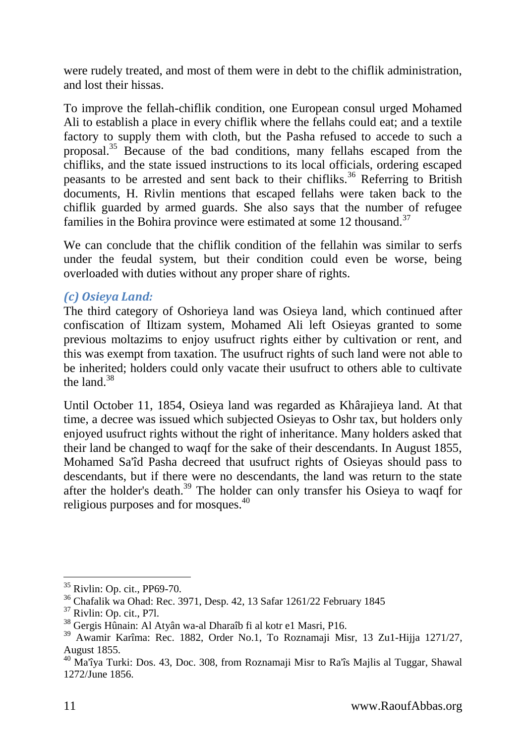were rudely treated, and most of them were in debt to the chiflik administration, and lost their hissas.

To improve the fellah-chiflik condition, one European consul urged Mohamed Ali to establish a place in every chiflik where the fellahs could eat; and a textile factory to supply them with cloth, but the Pasha refused to accede to such a proposal.[35] Because of the bad conditions, many fellahs escaped from the chifliks, and the state issued instructions to its local officials, ordering escaped peasants to be arrested and sent back to their chifliks.[36] Referring to British documents, H. Rivlin mentions that escaped fellahs were taken back to the chiflik guarded by armed guards. She also says that the number of refugee families in the Bohira province were estimated at some 12 thousand.[37]

We can conclude that the chiflik condition of the fellahin was similar to serfs under the feudal system, but their condition could even be worse, being overloaded with duties without any proper share of rights.

### *(c) Osieya Land:*

The third category of Oshorieya land was Osieya land, which continued after confiscation of Iltizam system, Mohamed Ali left Osieyas granted to some previous moltazims to enjoy usufruct rights either by cultivation or rent, and this was exempt from taxation. The usufruct rights of such land were not able to be inherited; holders could only vacate their usufruct to others able to cultivate the land.[38]

Until October 11, 1854, Osieya land was regarded as Khârajieya land. At that time, a decree was issued which subjected Osieyas to Oshr tax, but holders only enjoyed usufruct rights without the right of inheritance. Many holders asked that their land be changed to waqf for the sake of their descendants. In August 1855, Mohamed Sa'îd Pasha decreed that usufruct rights of Osieyas should pass to descendants, but if there were no descendants, the land was return to the state after the holder's death.[39] The holder can only transfer his Osieya to waqf for religious purposes and for mosques.[40]

---

[35] Rivlin: Op. cit., PP69-70.

[36] Chafalik wa Ohad: Rec. 3971, Desp. 42, 13 Safar 1261/22 February 1845

[37] Rivlin: Op. cit., P7l.

[38] Gergis Hûnain: Al Atyân wa-al Dharaîb fi al kotr e1 Masri, P16.

[39] Awamir Karîma: Rec. 1882, Order No.1, To Roznamaji Misr, 13 Zu1-Hijja 1271/27, August 1855.

[40] Ma'îya Turki: Dos. 43, Doc. 308, from Roznamaji Misr to Ra'îs Majlis al Tuggar, Shawal 1272/June 1856.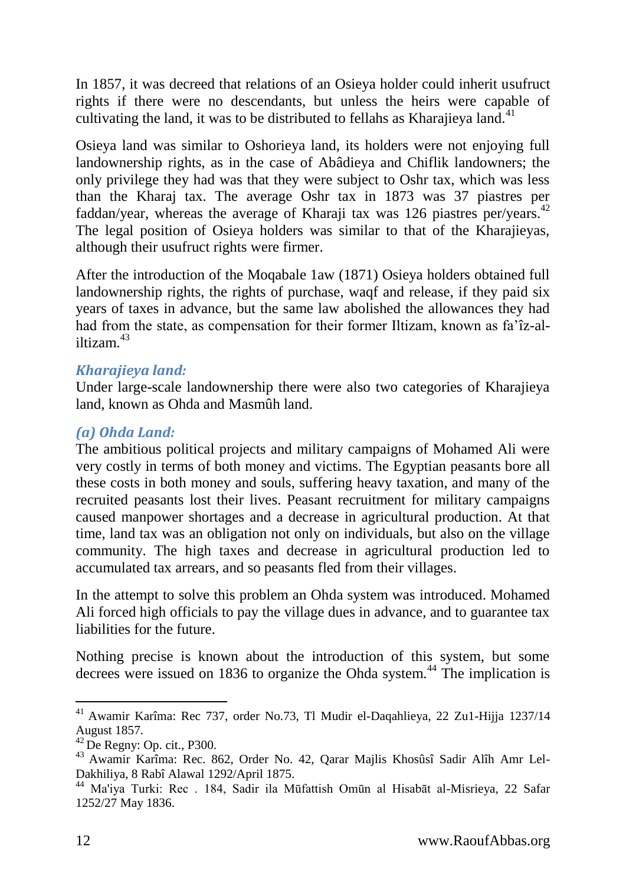In 1857, it was decreed that relations of an Osieya holder could inherit usufruct rights if there were no descendants, but unless the heirs were capable of cultivating the land, it was to be distributed to fellahs as Kharajieya land.[41]

Osieya land was similar to Oshorieya land, its holders were not enjoying full landownership rights, as in the case of Abâdieya and Chiflik landowners; the only privilege they had was that they were subject to Oshr tax, which was less than the Kharaj tax. The average Oshr tax in 1873 was 37 piastres per faddan/year, whereas the average of Kharaji tax was 126 piastres per/years.[42] The legal position of Osieya holders was similar to that of the Kharajieyas, although their usufruct rights were firmer.

After the introduction of the Moqabale 1aw (1871) Osieya holders obtained full landownership rights, the rights of purchase, waqf and release, if they paid six years of taxes in advance, but the same law abolished the allowances they had had from the state, as compensation for their former Iltizam, known as fa'îz-al-iltizam.[43]

### *Kharajieya land:*

Under large-scale landownership there were also two categories of Kharajieya land, known as Ohda and Masmûh land.

#### *(a) Ohda Land:*

The ambitious political projects and military campaigns of Mohamed Ali were very costly in terms of both money and victims. The Egyptian peasants bore all these costs in both money and souls, suffering heavy taxation, and many of the recruited peasants lost their lives. Peasant recruitment for military campaigns caused manpower shortages and a decrease in agricultural production. At that time, land tax was an obligation not only on individuals, but also on the village community. The high taxes and decrease in agricultural production led to accumulated tax arrears, and so peasants fled from their villages.

In the attempt to solve this problem an Ohda system was introduced. Mohamed Ali forced high officials to pay the village dues in advance, and to guarantee tax liabilities for the future.

Nothing precise is known about the introduction of this system, but some decrees were issued on 1836 to organize the Ohda system.[44] The implication is

---

[41] Awamir Karîma: Rec 737, order No.73, Tl Mudir el-Daqahlieya, 22 Zu1-Hijja 1237/14 August 1857.

[42] De Regny: Op. cit., P300.

[43] Awamir Karîma: Rec. 862, Order No. 42, Qarar Majlis Khosûsî Sadir Alîh Amr Lel-Dakhiliya, 8 Rabî Alawal 1292/April 1875.

[44] Ma'iya Turki: Rec . 184, Sadir ila Mūfattish Omūn al Hisabāt al-Misrieya, 22 Safar 1252/27 May 1836.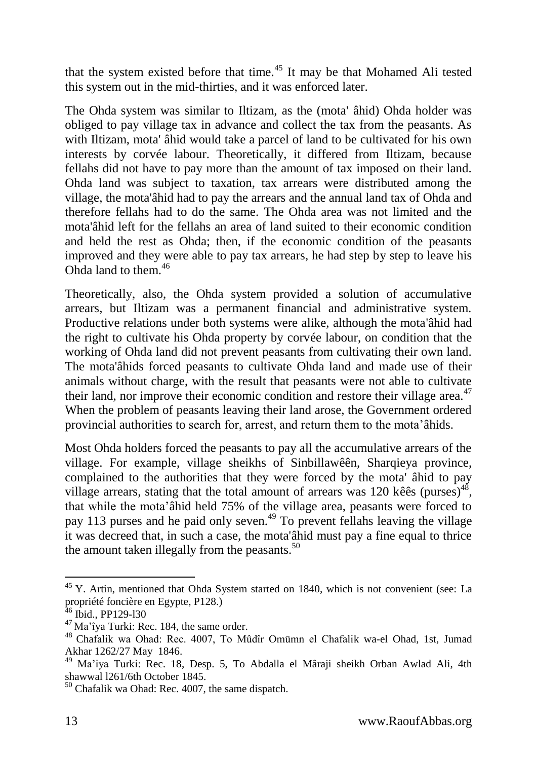that the system existed before that time.[45] It may be that Mohamed Ali tested this system out in the mid-thirties, and it was enforced later.

The Ohda system was similar to Iltizam, as the (mota' âhid) Ohda holder was obliged to pay village tax in advance and collect the tax from the peasants. As with Iltizam, mota' âhid would take a parcel of land to be cultivated for his own interests by corvée labour. Theoretically, it differed from Iltizam, because fellahs did not have to pay more than the amount of tax imposed on their land. Ohda land was subject to taxation, tax arrears were distributed among the village, the mota'âhid had to pay the arrears and the annual land tax of Ohda and therefore fellahs had to do the same. The Ohda area was not limited and the mota'âhid left for the fellahs an area of land suited to their economic condition and held the rest as Ohda; then, if the economic condition of the peasants improved and they were able to pay tax arrears, he had step by step to leave his Ohda land to them.[46]

Theoretically, also, the Ohda system provided a solution of accumulative arrears, but Iltizam was a permanent financial and administrative system. Productive relations under both systems were alike, although the mota'âhid had the right to cultivate his Ohda property by corvée labour, on condition that the working of Ohda land did not prevent peasants from cultivating their own land. The mota'âhids forced peasants to cultivate Ohda land and made use of their animals without charge, with the result that peasants were not able to cultivate their land, nor improve their economic condition and restore their village area.[47] When the problem of peasants leaving their land arose, the Government ordered provincial authorities to search for, arrest, and return them to the mota'âhids.

Most Ohda holders forced the peasants to pay all the accumulative arrears of the village. For example, village sheikhs of Sinbillawêên, Sharqieya province, complained to the authorities that they were forced by the mota' âhid to pay village arrears, stating that the total amount of arrears was 120 kêês (purses)[48], that while the mota'âhid held 75% of the village area, peasants were forced to pay 113 purses and he paid only seven.[49] To prevent fellahs leaving the village it was decreed that, in such a case, the mota'âhid must pay a fine equal to thrice the amount taken illegally from the peasants.[50]

---

[45] Y. Artin, mentioned that Ohda System started on 1840, which is not convenient (see: La propriété foncière en Egypte, P128.)

[46] Ibid., PP129-l30

[47] Ma'îya Turki: Rec. 184, the same order.

[48] Chafalik wa Ohad: Rec. 4007, To Mûdîr Omūmn el Chafalik wa-el Ohad, 1st, Jumad Akhar 1262/27 May 1846.

[49] Ma'iya Turki: Rec. 18, Desp. 5, To Abdalla el Mâraji sheikh Orban Awlad Ali, 4th shawwal l261/6th October 1845.

[50] Chafalik wa Ohad: Rec. 4007, the same dispatch.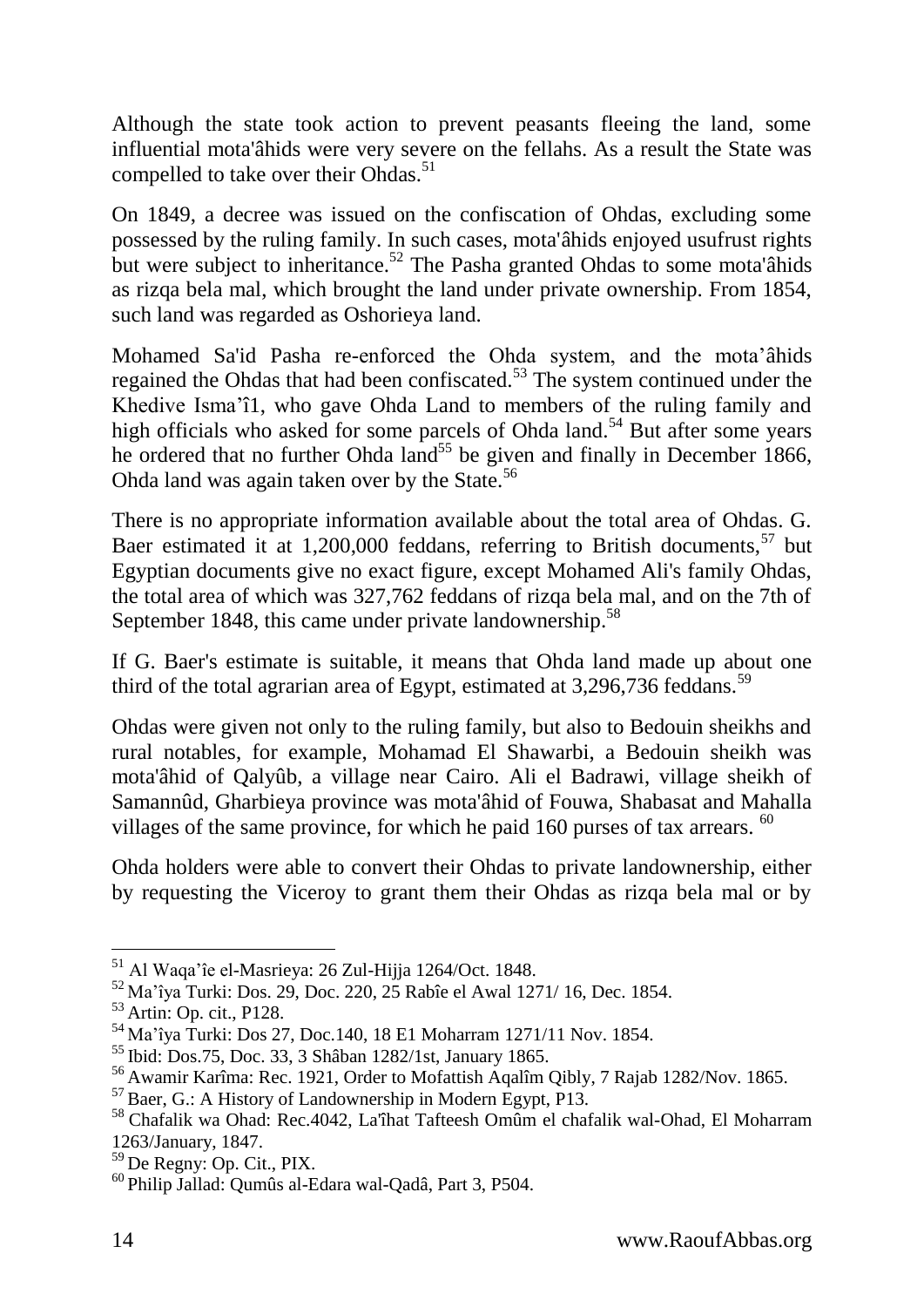Although the state took action to prevent peasants fleeing the land, some influential mota'âhids were very severe on the fellahs. As a result the State was compelled to take over their Ohdas.[51]

On 1849, a decree was issued on the confiscation of Ohdas, excluding some possessed by the ruling family. In such cases, mota'âhids enjoyed usufrust rights but were subject to inheritance.[52] The Pasha granted Ohdas to some mota'âhids as rizqa bela mal, which brought the land under private ownership. From 1854, such land was regarded as Oshorieya land.

Mohamed Sa'id Pasha re-enforced the Ohda system, and the mota'âhids regained the Ohdas that had been confiscated.[53] The system continued under the Khedive Isma'îl, who gave Ohda Land to members of the ruling family and high officials who asked for some parcels of Ohda land.[54] But after some years he ordered that no further Ohda land[55] be given and finally in December 1866, Ohda land was again taken over by the State.[56]

There is no appropriate information available about the total area of Ohdas. G. Baer estimated it at 1,200,000 feddans, referring to British documents,[57] but Egyptian documents give no exact figure, except Mohamed Ali's family Ohdas, the total area of which was 327,762 feddans of rizqa bela mal, and on the 7th of September 1848, this came under private landownership.[58]

If G. Baer's estimate is suitable, it means that Ohda land made up about one third of the total agrarian area of Egypt, estimated at 3,296,736 feddans.[59]

Ohdas were given not only to the ruling family, but also to Bedouin sheikhs and rural notables, for example, Mohamad El Shawarbi, a Bedouin sheikh was mota'âhid of Qalyûb, a village near Cairo. Ali el Badrawi, village sheikh of Samannûd, Gharbieya province was mota'âhid of Fouwa, Shabasat and Mahalla villages of the same province, for which he paid 160 purses of tax arrears.[60]

Ohda holders were able to convert their Ohdas to private landownership, either by requesting the Viceroy to grant them their Ohdas as rizqa bela mal or by

---

[51] Al Waqa'îe el-Masrieya: 26 Zul-Hijja 1264/Oct. 1848.

[52] Ma'îya Turki: Dos. 29, Doc. 220, 25 Rabîe el Awal 1271/ 16, Dec. 1854.

[53] Artin: Op. cit., P128.

[54] Ma'îya Turki: Dos 27, Doc.140, 18 E1 Moharram 1271/11 Nov. 1854.

[55] Ibid: Dos.75, Doc. 33, 3 Shâban 1282/1st, January 1865.

[56] Awamir Karîma: Rec. 1921, Order to Mofattish Aqalîm Qibly, 7 Rajab 1282/Nov. 1865.

[57] Baer, G.: A History of Landownership in Modern Egypt, P13.

[58] Chafalik wa Ohad: Rec.4042, La'îhat Tafteesh Omûm el chafalik wal-Ohad, El Moharram 1263/January, 1847.

[59] De Regny: Op. Cit., PIX.

[60] Philip Jallad: Qumûs al-Edara wal-Qadâ, Part 3, P504.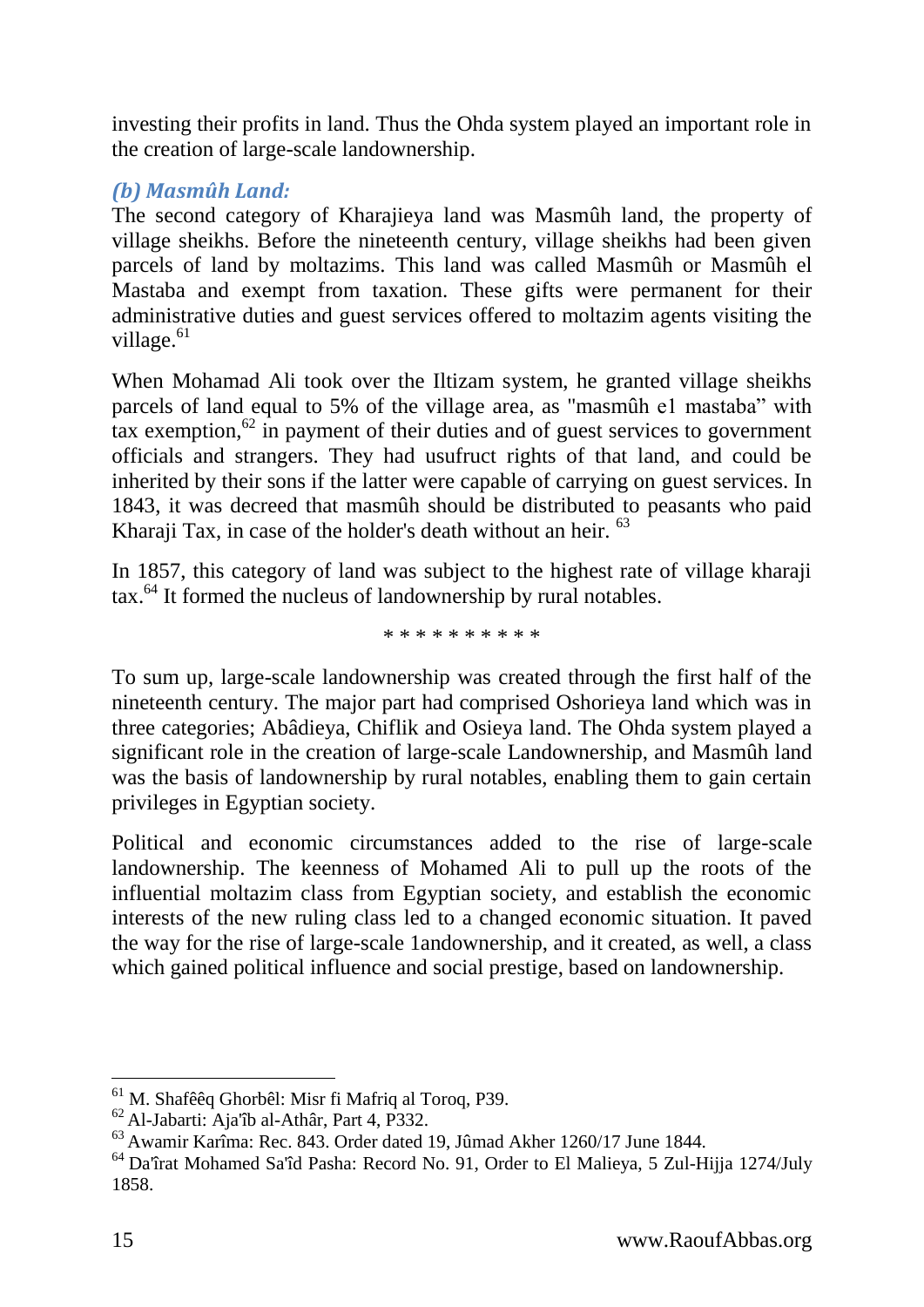investing their profits in land. Thus the Ohda system played an important role in the creation of large-scale landownership.

### *(b) Masmûh Land:*

The second category of Kharajieya land was Masmûh land, the property of village sheikhs. Before the nineteenth century, village sheikhs had been given parcels of land by moltazims. This land was called Masmûh or Masmûh el Mastaba and exempt from taxation. These gifts were permanent for their administrative duties and guest services offered to moltazim agents visiting the village.[61]

When Mohamad Ali took over the Iltizam system, he granted village sheikhs parcels of land equal to 5% of the village area, as "masmûh e1 mastaba" with tax exemption,[62] in payment of their duties and of guest services to government officials and strangers. They had usufruct rights of that land, and could be inherited by their sons if the latter were capable of carrying on guest services. In 1843, it was decreed that masmûh should be distributed to peasants who paid Kharaji Tax, in case of the holder's death without an heir. [63]

In 1857, this category of land was subject to the highest rate of village kharaji tax.[64] It formed the nucleus of landownership by rural notables.

* * * * * * * * * *

To sum up, large-scale landownership was created through the first half of the nineteenth century. The major part had comprised Oshorieya land which was in three categories; Abâdieya, Chiflik and Osieya land. The Ohda system played a significant role in the creation of large-scale Landownership, and Masmûh land was the basis of landownership by rural notables, enabling them to gain certain privileges in Egyptian society.

Political and economic circumstances added to the rise of large-scale landownership. The keenness of Mohamed Ali to pull up the roots of the influential moltazim class from Egyptian society, and establish the economic interests of the new ruling class led to a changed economic situation. It paved the way for the rise of large-scale 1andownership, and it created, as well, a class which gained political influence and social prestige, based on landownership.

---

[61] M. Shafêêq Ghorbêl: Misr fi Mafriq al Toroq, P39.

[62] Al-Jabarti: Aja'îb al-Athâr, Part 4, P332.

[63] Awamir Karîma: Rec. 843. Order dated 19, Jûmad Akher 1260/17 June 1844.

[64] Da'îrat Mohamed Sa'îd Pasha: Record No. 91, Order to El Malieya, 5 Zul-Hijja 1274/July 1858.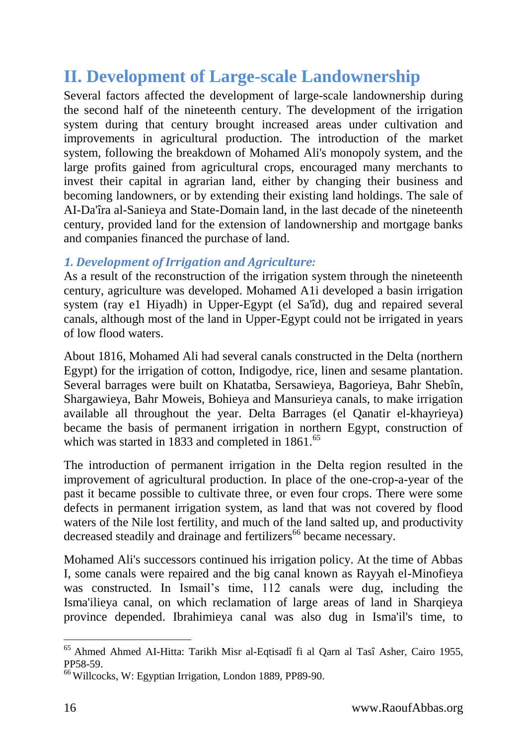## II. Development of Large-scale Landownership

Several factors affected the development of large-scale landownership during the second half of the nineteenth century. The development of the irrigation system during that century brought increased areas under cultivation and improvements in agricultural production. The introduction of the market system, following the breakdown of Mohamed Ali's monopoly system, and the large profits gained from agricultural crops, encouraged many merchants to invest their capital in agrarian land, either by changing their business and becoming landowners, or by extending their existing land holdings. The sale of AI-Da'îra al-Sanieya and State-Domain land, in the last decade of the nineteenth century, provided land for the extension of landownership and mortgage banks and companies financed the purchase of land.

### *1. Development of Irrigation and Agriculture:*

As a result of the reconstruction of the irrigation system through the nineteenth century, agriculture was developed. Mohamed A1i developed a basin irrigation system (ray e1 Hiyadh) in Upper-Egypt (el Sa'îd), dug and repaired several canals, although most of the land in Upper-Egypt could not be irrigated in years of low flood waters.

About 1816, Mohamed Ali had several canals constructed in the Delta (northern Egypt) for the irrigation of cotton, Indigodye, rice, linen and sesame plantation. Several barrages were built on Khatatba, Sersawieya, Bagorieya, Bahr Shebîn, Shargawieya, Bahr Moweis, Bohieya and Mansurieya canals, to make irrigation available all throughout the year. Delta Barrages (el Qanatir el-khayrieya) became the basis of permanent irrigation in northern Egypt, construction of which was started in 1833 and completed in 1861.[65]

The introduction of permanent irrigation in the Delta region resulted in the improvement of agricultural production. In place of the one-crop-a-year of the past it became possible to cultivate three, or even four crops. There were some defects in permanent irrigation system, as land that was not covered by flood waters of the Nile lost fertility, and much of the land salted up, and productivity decreased steadily and drainage and fertilizers[66] became necessary.

Mohamed Ali's successors continued his irrigation policy. At the time of Abbas I, some canals were repaired and the big canal known as Rayyah el-Minofieya was constructed. In Ismail's time, 112 canals were dug, including the Isma'ilieya canal, on which reclamation of large areas of land in Sharqieya province depended. Ibrahimieya canal was also dug in Isma'il's time, to

---

[65] Ahmed Ahmed AI-Hitta: Tarikh Misr al-Eqtisadî fi al Qarn al Tasî Asher, Cairo 1955, PP58-59.

[66] Willcocks, W: Egyptian Irrigation, London 1889, PP89-90.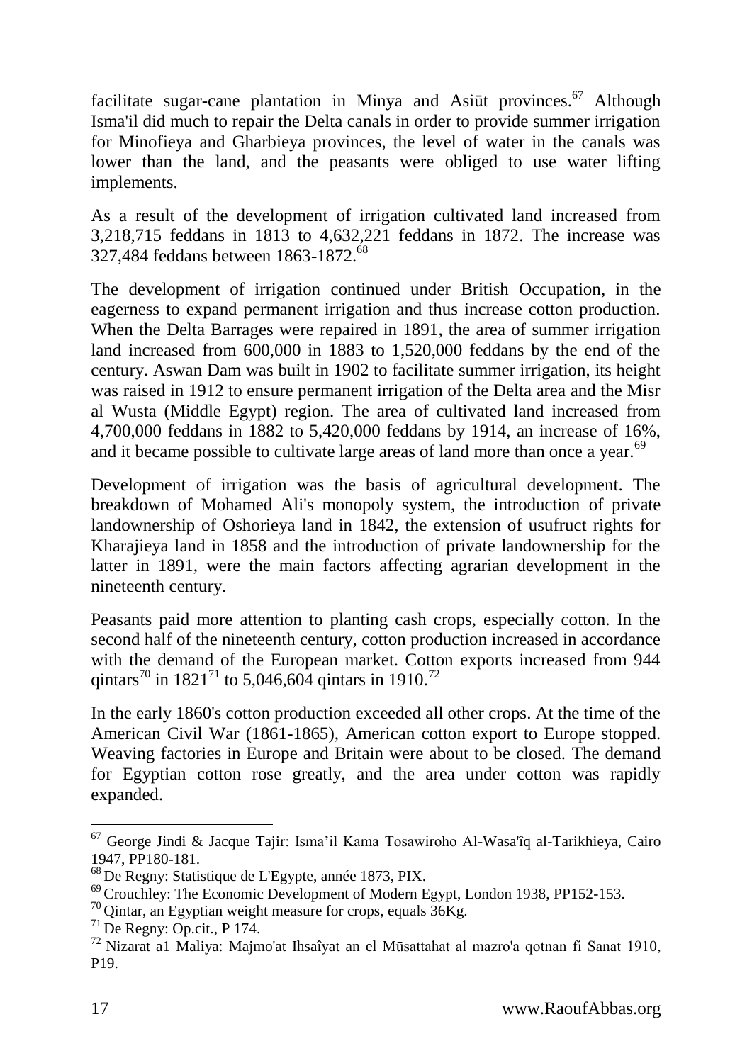facilitate sugar-cane plantation in Minya and Asiūt provinces.[67] Although Isma'il did much to repair the Delta canals in order to provide summer irrigation for Minofieya and Gharbieya provinces, the level of water in the canals was lower than the land, and the peasants were obliged to use water lifting implements.

As a result of the development of irrigation cultivated land increased from 3,218,715 feddans in 1813 to 4,632,221 feddans in 1872. The increase was 327,484 feddans between 1863-1872.[68]

The development of irrigation continued under British Occupation, in the eagerness to expand permanent irrigation and thus increase cotton production. When the Delta Barrages were repaired in 1891, the area of summer irrigation land increased from 600,000 in 1883 to 1,520,000 feddans by the end of the century. Aswan Dam was built in 1902 to facilitate summer irrigation, its height was raised in 1912 to ensure permanent irrigation of the Delta area and the Misr al Wusta (Middle Egypt) region. The area of cultivated land increased from 4,700,000 feddans in 1882 to 5,420,000 feddans by 1914, an increase of 16%, and it became possible to cultivate large areas of land more than once a year.[69]

Development of irrigation was the basis of agricultural development. The breakdown of Mohamed Ali's monopoly system, the introduction of private landownership of Oshorieya land in 1842, the extension of usufruct rights for Kharajieya land in 1858 and the introduction of private landownership for the latter in 1891, were the main factors affecting agrarian development in the nineteenth century.

Peasants paid more attention to planting cash crops, especially cotton. In the second half of the nineteenth century, cotton production increased in accordance with the demand of the European market. Cotton exports increased from 944 qintars[70] in 1821[71] to 5,046,604 qintars in 1910.[72]

In the early 1860's cotton production exceeded all other crops. At the time of the American Civil War (1861-1865), American cotton export to Europe stopped. Weaving factories in Europe and Britain were about to be closed. The demand for Egyptian cotton rose greatly, and the area under cotton was rapidly expanded.

---

[67] George Jindi & Jacque Tajir: Isma'il Kama Tosawiroho Al-Wasa'îq al-Tarikhieya, Cairo 1947, PP180-181.

[68] De Regny: Statistique de L'Egypte, année 1873, PIX.

[69] Crouchley: The Economic Development of Modern Egypt, London 1938, PP152-153.

[70] Qintar, an Egyptian weight measure for crops, equals 36Kg.

[71] De Regny: Op.cit., P 174.

[72] Nizarat a1 Maliya: Majmo'at Ihsaîyat an el Mūsattahat al mazro'a qotnan fi Sanat 1910, P19.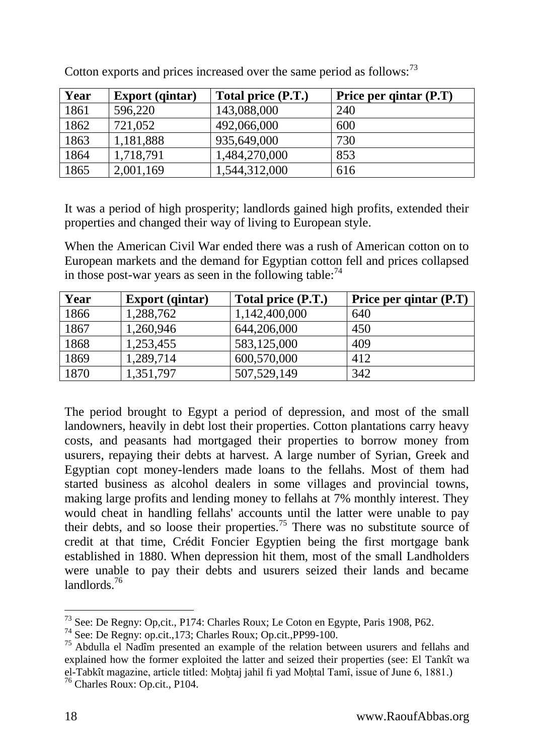Cotton exports and prices increased over the same period as follows:[73]

| Year | Export (qintar) | Total price (P.T.) | Price per qintar (P.T) |
|---|---|---|---|
| 1861 | 596,220 | 143,088,000 | 240 |
| 1862 | 721,052 | 492,066,000 | 600 |
| 1863 | 1,181,888 | 935,649,000 | 730 |
| 1864 | 1,718,791 | 1,484,270,000 | 853 |
| 1865 | 2,001,169 | 1,544,312,000 | 616 |

It was a period of high prosperity; landlords gained high profits, extended their properties and changed their way of living to European style.

When the American Civil War ended there was a rush of American cotton on to European markets and the demand for Egyptian cotton fell and prices collapsed in those post-war years as seen in the following table:[74]

| Year | Export (qintar) | Total price (P.T.) | Price per qintar (P.T) |
|---|---|---|---|
| 1866 | 1,288,762 | 1,142,400,000 | 640 |
| 1867 | 1,260,946 | 644,206,000 | 450 |
| 1868 | 1,253,455 | 583,125,000 | 409 |
| 1869 | 1,289,714 | 600,570,000 | 412 |
| 1870 | 1,351,797 | 507,529,149 | 342 |

The period brought to Egypt a period of depression, and most of the small landowners, heavily in debt lost their properties. Cotton plantations carry heavy costs, and peasants had mortgaged their properties to borrow money from usurers, repaying their debts at harvest. A large number of Syrian, Greek and Egyptian copt money-lenders made loans to the fellahs. Most of them had started business as alcohol dealers in some villages and provincial towns, making large profits and lending money to fellahs at 7% monthly interest. They would cheat in handling fellahs' accounts until the latter were unable to pay their debts, and so loose their properties.[75] There was no substitute source of credit at that time, Crédit Foncier Egyptien being the first mortgage bank established in 1880. When depression hit them, most of the small Landholders were unable to pay their debts and usurers seized their lands and became landlords.[76]

---

[73] See: De Regny: Op,cit., P174: Charles Roux; Le Coton en Egypte, Paris 1908, P62.

[74] See: De Regny: op.cit.,173; Charles Roux; Op.cit.,PP99-100.

[75] Abdulla el Nadîm presented an example of the relation between usurers and fellahs and explained how the former exploited the latter and seized their properties (see: El Tankît wa el-Tabkît magazine, article titled: Moḫtaj jahil fi yad Moḥtal Tamî, issue of June 6, 1881.)

[76] Charles Roux: Op.cit., P104.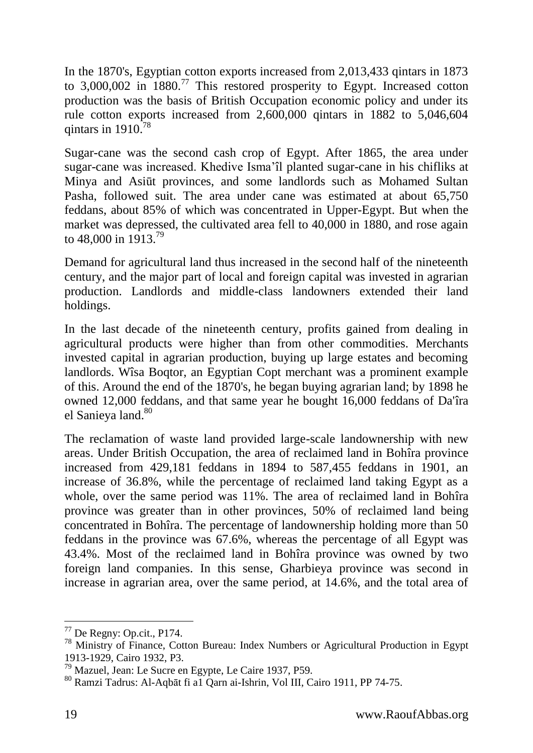In the 1870's, Egyptian cotton exports increased from 2,013,433 qintars in 1873 to 3,000,002 in 1880.[77] This restored prosperity to Egypt. Increased cotton production was the basis of British Occupation economic policy and under its rule cotton exports increased from 2,600,000 qintars in 1882 to 5,046,604 qintars in 1910.[78]

Sugar-cane was the second cash crop of Egypt. After 1865, the area under sugar-cane was increased. Khedive Isma'îl planted sugar-cane in his chifliks at Minya and Asiūt provinces, and some landlords such as Mohamed Sultan Pasha, followed suit. The area under cane was estimated at about 65,750 feddans, about 85% of which was concentrated in Upper-Egypt. But when the market was depressed, the cultivated area fell to 40,000 in 1880, and rose again to 48,000 in 1913.[79]

Demand for agricultural land thus increased in the second half of the nineteenth century, and the major part of local and foreign capital was invested in agrarian production. Landlords and middle-class landowners extended their land holdings.

In the last decade of the nineteenth century, profits gained from dealing in agricultural products were higher than from other commodities. Merchants invested capital in agrarian production, buying up large estates and becoming landlords. Wîsa Boqtor, an Egyptian Copt merchant was a prominent example of this. Around the end of the 1870's, he began buying agrarian land; by 1898 he owned 12,000 feddans, and that same year he bought 16,000 feddans of Da'îra el Sanieya land.[80]

The reclamation of waste land provided large-scale landownership with new areas. Under British Occupation, the area of reclaimed land in Bohîra province increased from 429,181 feddans in 1894 to 587,455 feddans in 1901, an increase of 36.8%, while the percentage of reclaimed land taking Egypt as a whole, over the same period was 11%. The area of reclaimed land in Bohîra province was greater than in other provinces, 50% of reclaimed land being concentrated in Bohîra. The percentage of landownership holding more than 50 feddans in the province was 67.6%, whereas the percentage of all Egypt was 43.4%. Most of the reclaimed land in Bohîra province was owned by two foreign land companies. In this sense, Gharbieya province was second in increase in agrarian area, over the same period, at 14.6%, and the total area of

---

[77] De Regny: Op.cit., P174.

[78] Ministry of Finance, Cotton Bureau: Index Numbers or Agricultural Production in Egypt 1913-1929, Cairo 1932, P3.

[79] Mazuel, Jean: Le Sucre en Egypte, Le Caire 1937, P59.

[80] Ramzi Tadrus: Al-Aqbāt fi a1 Qarn ai-Ishrin, Vol III, Cairo 1911, PP 74-75.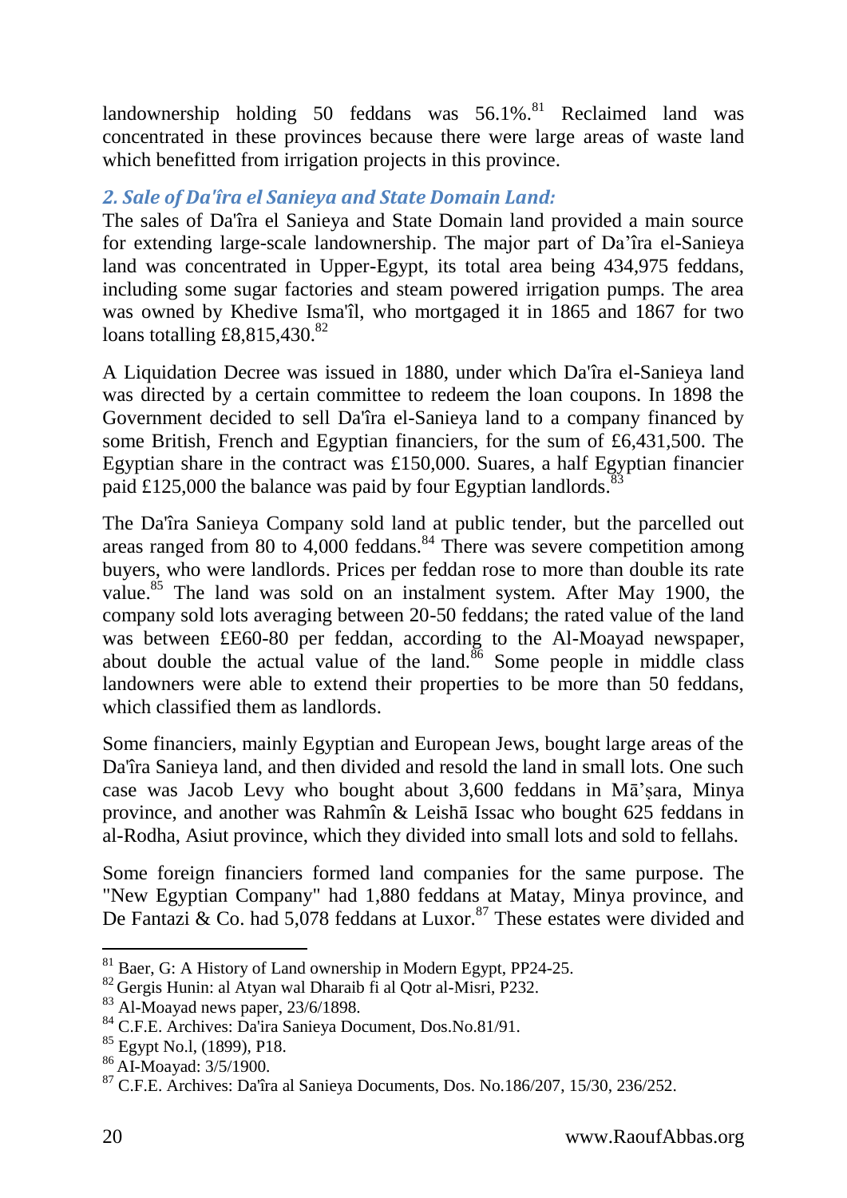landownership holding 50 feddans was 56.1%.[81] Reclaimed land was concentrated in these provinces because there were large areas of waste land which benefitted from irrigation projects in this province.

### *2. Sale of Da'îra el Sanieya and State Domain Land:*

The sales of Da'îra el Sanieya and State Domain land provided a main source for extending large-scale landownership. The major part of Da'îra el-Sanieya land was concentrated in Upper-Egypt, its total area being 434,975 feddans, including some sugar factories and steam powered irrigation pumps. The area was owned by Khedive Isma'îl, who mortgaged it in 1865 and 1867 for two loans totalling £8,815,430.[82]

A Liquidation Decree was issued in 1880, under which Da'îra el-Sanieya land was directed by a certain committee to redeem the loan coupons. In 1898 the Government decided to sell Da'îra el-Sanieya land to a company financed by some British, French and Egyptian financiers, for the sum of £6,431,500. The Egyptian share in the contract was £150,000. Suares, a half Egyptian financier paid £125,000 the balance was paid by four Egyptian landlords.[83]

The Da'îra Sanieya Company sold land at public tender, but the parcelled out areas ranged from 80 to 4,000 feddans.[84] There was severe competition among buyers, who were landlords. Prices per feddan rose to more than double its rate value.[85] The land was sold on an instalment system. After May 1900, the company sold lots averaging between 20-50 feddans; the rated value of the land was between £E60-80 per feddan, according to the Al-Moayad newspaper, about double the actual value of the land.[86] Some people in middle class landowners were able to extend their properties to be more than 50 feddans, which classified them as landlords.

Some financiers, mainly Egyptian and European Jews, bought large areas of the Da'îra Sanieya land, and then divided and resold the land in small lots. One such case was Jacob Levy who bought about 3,600 feddans in Mā'ṣara, Minya province, and another was Rahmîn & Leishā Issac who bought 625 feddans in al-Rodha, Asiut province, which they divided into small lots and sold to fellahs.

Some foreign financiers formed land companies for the same purpose. The "New Egyptian Company" had 1,880 feddans at Matay, Minya province, and De Fantazi & Co. had 5,078 feddans at Luxor.[87] These estates were divided and

---

[81] Baer, G: A History of Land ownership in Modern Egypt, PP24-25.

[82] Gergis Hunin: al Atyan wal Dharaib fi al Qotr al-Misri, P232.

[83] Al-Moayad news paper, 23/6/1898.

[84] C.F.E. Archives: Da'ira Sanieya Document, Dos.No.81/91.

[85] Egypt No.l, (1899), P18.

[86] Al-Moayad: 3/5/1900.

[87] C.F.E. Archives: Da'îra al Sanieya Documents, Dos. No.186/207, 15/30, 236/252.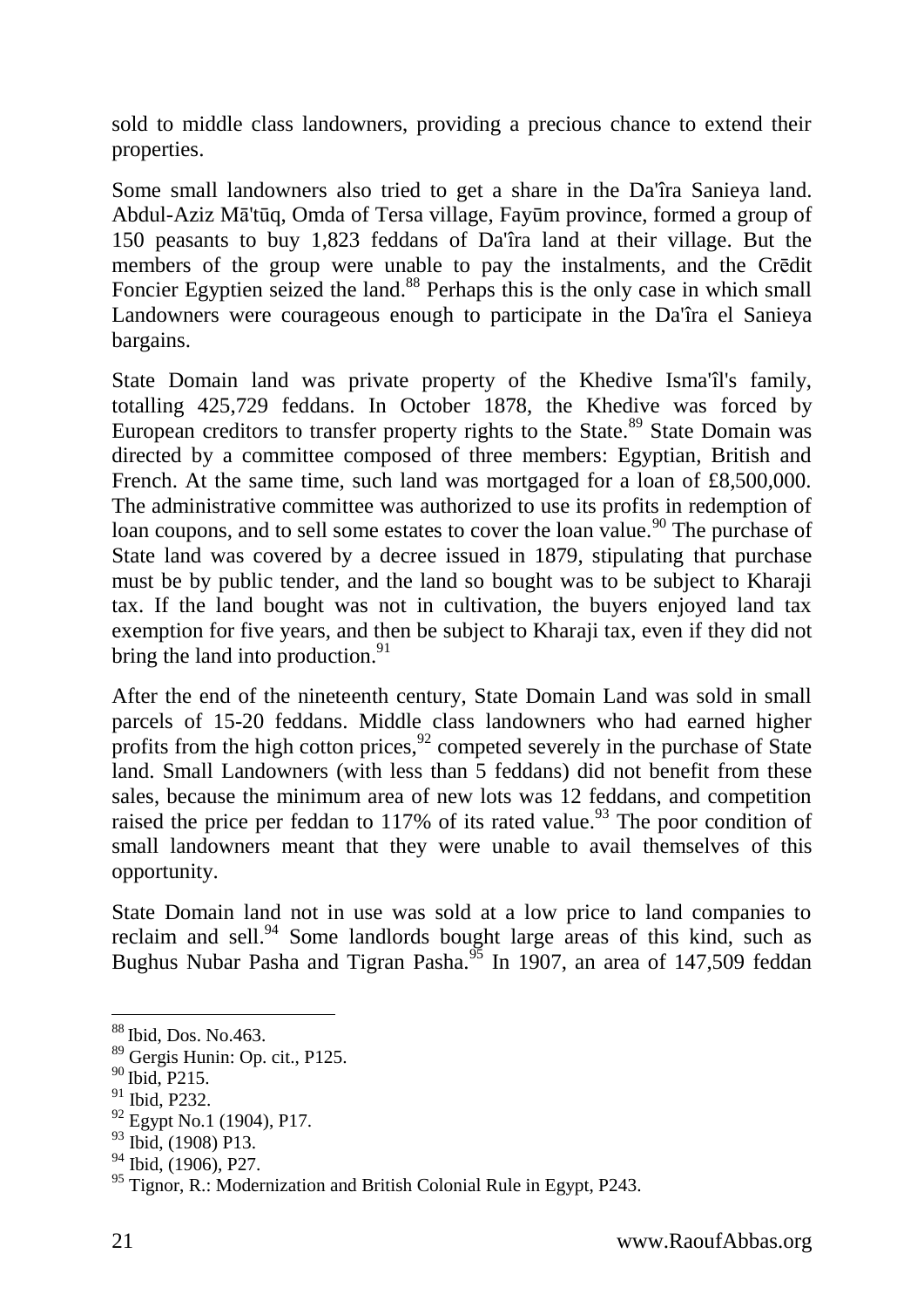sold to middle class landowners, providing a precious chance to extend their properties.

Some small landowners also tried to get a share in the Da'îra Sanieya land. Abdul-Aziz Mā'tūq, Omda of Tersa village, Fayūm province, formed a group of 150 peasants to buy 1,823 feddans of Da'îra land at their village. But the members of the group were unable to pay the instalments, and the Crēdit Foncier Egyptien seized the land.[88] Perhaps this is the only case in which small Landowners were courageous enough to participate in the Da'îra el Sanieya bargains.

State Domain land was private property of the Khedive Isma'îl's family, totalling 425,729 feddans. In October 1878, the Khedive was forced by European creditors to transfer property rights to the State.[89] State Domain was directed by a committee composed of three members: Egyptian, British and French. At the same time, such land was mortgaged for a loan of £8,500,000. The administrative committee was authorized to use its profits in redemption of loan coupons, and to sell some estates to cover the loan value.[90] The purchase of State land was covered by a decree issued in 1879, stipulating that purchase must be by public tender, and the land so bought was to be subject to Kharaji tax. If the land bought was not in cultivation, the buyers enjoyed land tax exemption for five years, and then be subject to Kharaji tax, even if they did not bring the land into production.[91]

After the end of the nineteenth century, State Domain Land was sold in small parcels of 15-20 feddans. Middle class landowners who had earned higher profits from the high cotton prices,[92] competed severely in the purchase of State land. Small Landowners (with less than 5 feddans) did not benefit from these sales, because the minimum area of new lots was 12 feddans, and competition raised the price per feddan to 117% of its rated value.[93] The poor condition of small landowners meant that they were unable to avail themselves of this opportunity.

State Domain land not in use was sold at a low price to land companies to reclaim and sell.[94] Some landlords bought large areas of this kind, such as Bughus Nubar Pasha and Tigran Pasha.[95] In 1907, an area of 147,509 feddan

---

[88] Ibid, Dos. No.463.

[89] Gergis Hunin: Op. cit., P125.

[90] Ibid, P215.

[91] Ibid, P232.

[92] Egypt No.1 (1904), P17.

[93] Ibid, (1908) P13.

[94] Ibid, (1906), P27.

[95] Tignor, R.: Modernization and British Colonial Rule in Egypt, P243.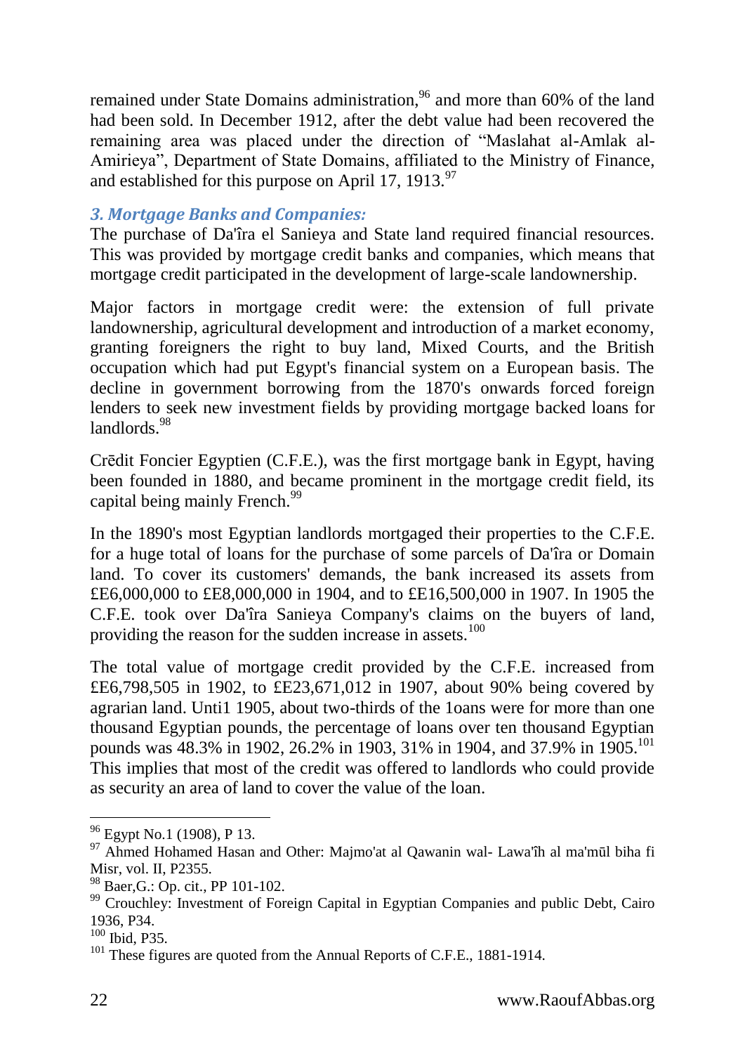remained under State Domains administration,[96] and more than 60% of the land had been sold. In December 1912, after the debt value had been recovered the remaining area was placed under the direction of "Maslahat al-Amlak al-Amirieya", Department of State Domains, affiliated to the Ministry of Finance, and established for this purpose on April 17, 1913.[97]

### *3. Mortgage Banks and Companies:*

The purchase of Da'îra el Sanieya and State land required financial resources. This was provided by mortgage credit banks and companies, which means that mortgage credit participated in the development of large-scale landownership.

Major factors in mortgage credit were: the extension of full private landownership, agricultural development and introduction of a market economy, granting foreigners the right to buy land, Mixed Courts, and the British occupation which had put Egypt's financial system on a European basis. The decline in government borrowing from the 1870's onwards forced foreign lenders to seek new investment fields by providing mortgage backed loans for landlords.[98]

Crēdit Foncier Egyptien (C.F.E.), was the first mortgage bank in Egypt, having been founded in 1880, and became prominent in the mortgage credit field, its capital being mainly French.[99]

In the 1890's most Egyptian landlords mortgaged their properties to the C.F.E. for a huge total of loans for the purchase of some parcels of Da'îra or Domain land. To cover its customers' demands, the bank increased its assets from £E6,000,000 to £E8,000,000 in 1904, and to £E16,500,000 in 1907. In 1905 the C.F.E. took over Da'îra Sanieya Company's claims on the buyers of land, providing the reason for the sudden increase in assets.[100]

The total value of mortgage credit provided by the C.F.E. increased from £E6,798,505 in 1902, to £E23,671,012 in 1907, about 90% being covered by agrarian land. Unti1 1905, about two-thirds of the 1oans were for more than one thousand Egyptian pounds, the percentage of loans over ten thousand Egyptian pounds was 48.3% in 1902, 26.2% in 1903, 31% in 1904, and 37.9% in 1905.[101] This implies that most of the credit was offered to landlords who could provide as security an area of land to cover the value of the loan.

---

[96] Egypt No.1 (1908), P 13.

[97] Ahmed Hohamed Hasan and Other: Majmo'at al Qawanin wal- Lawa'îh al ma'mūl biha fi Misr, vol. II, P2355.

[98] Baer,G.: Op. cit., PP 101-102.

[99] Crouchley: Investment of Foreign Capital in Egyptian Companies and public Debt, Cairo 1936, P34.

[100] Ibid, P35.

[101] These figures are quoted from the Annual Reports of C.F.E., 1881-1914.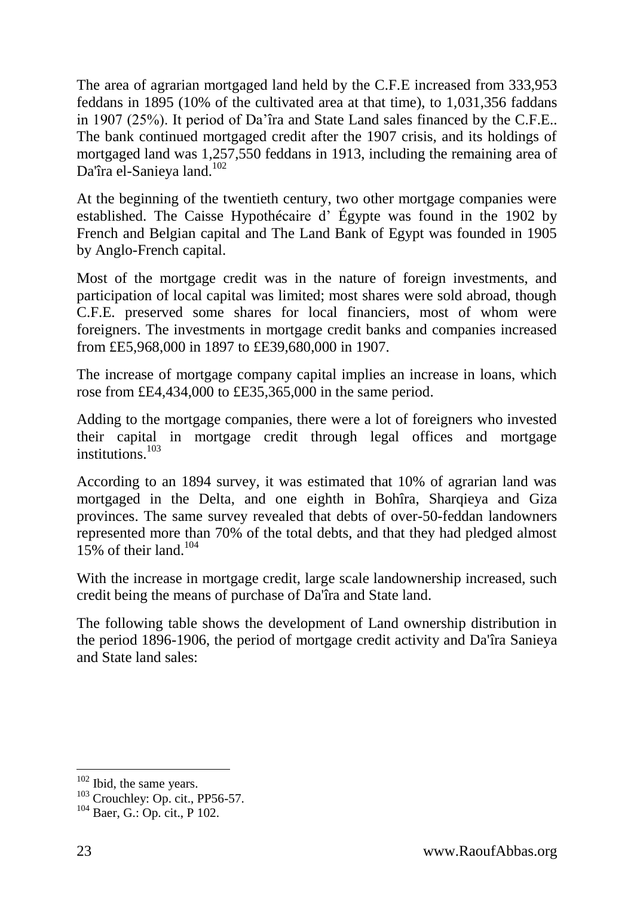The area of agrarian mortgaged land held by the C.F.E increased from 333,953 feddans in 1895 (10% of the cultivated area at that time), to 1,031,356 faddans in 1907 (25%). It period of Da'îra and State Land sales financed by the C.F.E.. The bank continued mortgaged credit after the 1907 crisis, and its holdings of mortgaged land was 1,257,550 feddans in 1913, including the remaining area of Da'îra el-Sanieya land.[102]

At the beginning of the twentieth century, two other mortgage companies were established. The Caisse Hypothécaire d' Égypte was found in the 1902 by French and Belgian capital and The Land Bank of Egypt was founded in 1905 by Anglo-French capital.

Most of the mortgage credit was in the nature of foreign investments, and participation of local capital was limited; most shares were sold abroad, though C.F.E. preserved some shares for local financiers, most of whom were foreigners. The investments in mortgage credit banks and companies increased from £E5,968,000 in 1897 to £E39,680,000 in 1907.

The increase of mortgage company capital implies an increase in loans, which rose from £E4,434,000 to £E35,365,000 in the same period.

Adding to the mortgage companies, there were a lot of foreigners who invested their capital in mortgage credit through legal offices and mortgage institutions.[103]

According to an 1894 survey, it was estimated that 10% of agrarian land was mortgaged in the Delta, and one eighth in Bohîra, Sharqieya and Giza provinces. The same survey revealed that debts of over-50-feddan landowners represented more than 70% of the total debts, and that they had pledged almost 15% of their land.[104]

With the increase in mortgage credit, large scale landownership increased, such credit being the means of purchase of Da'îra and State land.

The following table shows the development of Land ownership distribution in the period 1896-1906, the period of mortgage credit activity and Da'îra Sanieya and State land sales:

---

[102] Ibid, the same years.

[103] Crouchley: Op. cit., PP56-57.

[104] Baer, G.: Op. cit., P 102.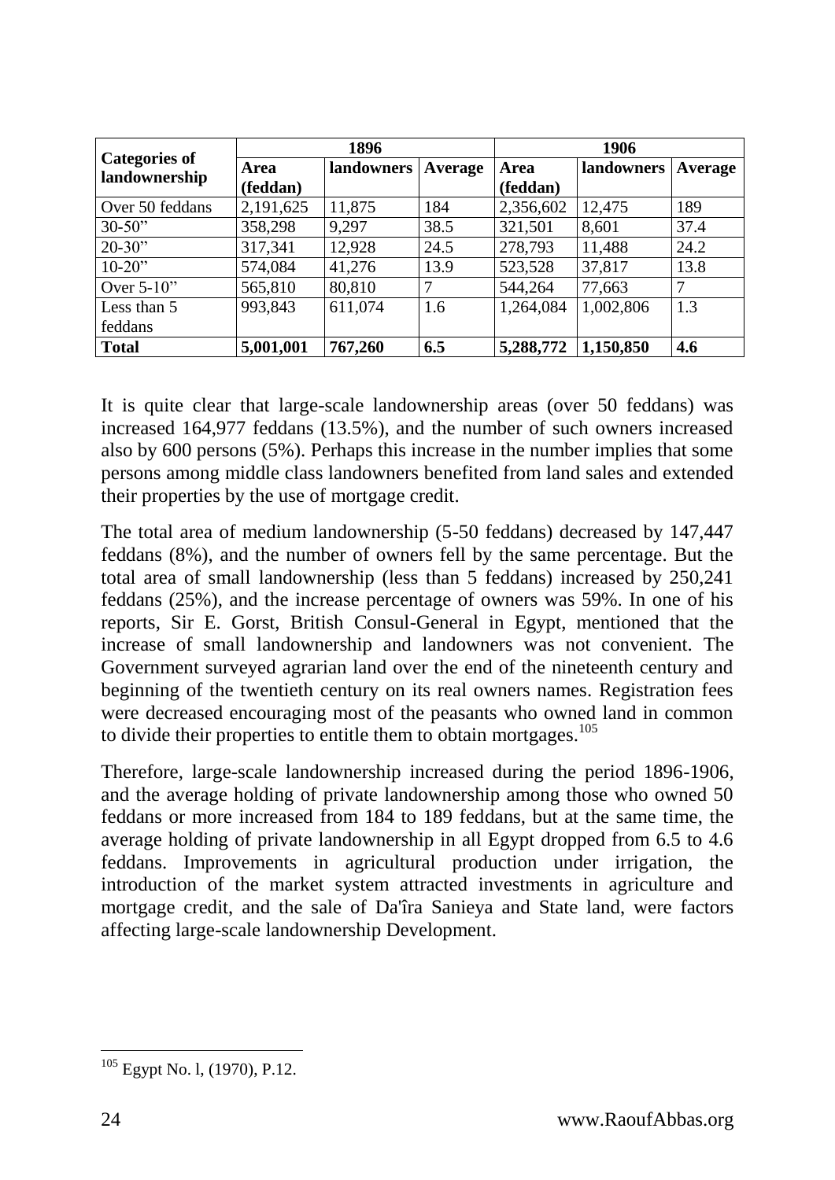| Categories of landownership | 1896 | | | 1906 | | |
|---|---|---|---|---|---|---|
| | Area (feddan) | landowners | Average | Area (feddan) | landowners | Average |
| Over 50 feddans | 2,191,625 | 11,875 | 184 | 2,356,602 | 12,475 | 189 |
| 30-50" | 358,298 | 9,297 | 38.5 | 321,501 | 8,601 | 37.4 |
| 20-30" | 317,341 | 12,928 | 24.5 | 278,793 | 11,488 | 24.2 |
| 10-20" | 574,084 | 41,276 | 13.9 | 523,528 | 37,817 | 13.8 |
| Over 5-10" | 565,810 | 80,810 | 7 | 544,264 | 77,663 | 7 |
| Less than 5 feddans | 993,843 | 611,074 | 1.6 | 1,264,084 | 1,002,806 | 1.3 |
| **Total** | **5,001,001** | **767,260** | **6.5** | **5,288,772** | **1,150,850** | **4.6** |

It is quite clear that large-scale landownership areas (over 50 feddans) was increased 164,977 feddans (13.5%), and the number of such owners increased also by 600 persons (5%). Perhaps this increase in the number implies that some persons among middle class landowners benefited from land sales and extended their properties by the use of mortgage credit.

The total area of medium landownership (5-50 feddans) decreased by 147,447 feddans (8%), and the number of owners fell by the same percentage. But the total area of small landownership (less than 5 feddans) increased by 250,241 feddans (25%), and the increase percentage of owners was 59%. In one of his reports, Sir E. Gorst, British Consul-General in Egypt, mentioned that the increase of small landownership and landowners was not convenient. The Government surveyed agrarian land over the end of the nineteenth century and beginning of the twentieth century on its real owners names. Registration fees were decreased encouraging most of the peasants who owned land in common to divide their properties to entitle them to obtain mortgages.[105]

Therefore, large-scale landownership increased during the period 1896-1906, and the average holding of private landownership among those who owned 50 feddans or more increased from 184 to 189 feddans, but at the same time, the average holding of private landownership in all Egypt dropped from 6.5 to 4.6 feddans. Improvements in agricultural production under irrigation, the introduction of the market system attracted investments in agriculture and mortgage credit, and the sale of Da'îra Sanieya and State land, were factors affecting large-scale landownership Development.

---

[105] Egypt No. l, (1970), P.12.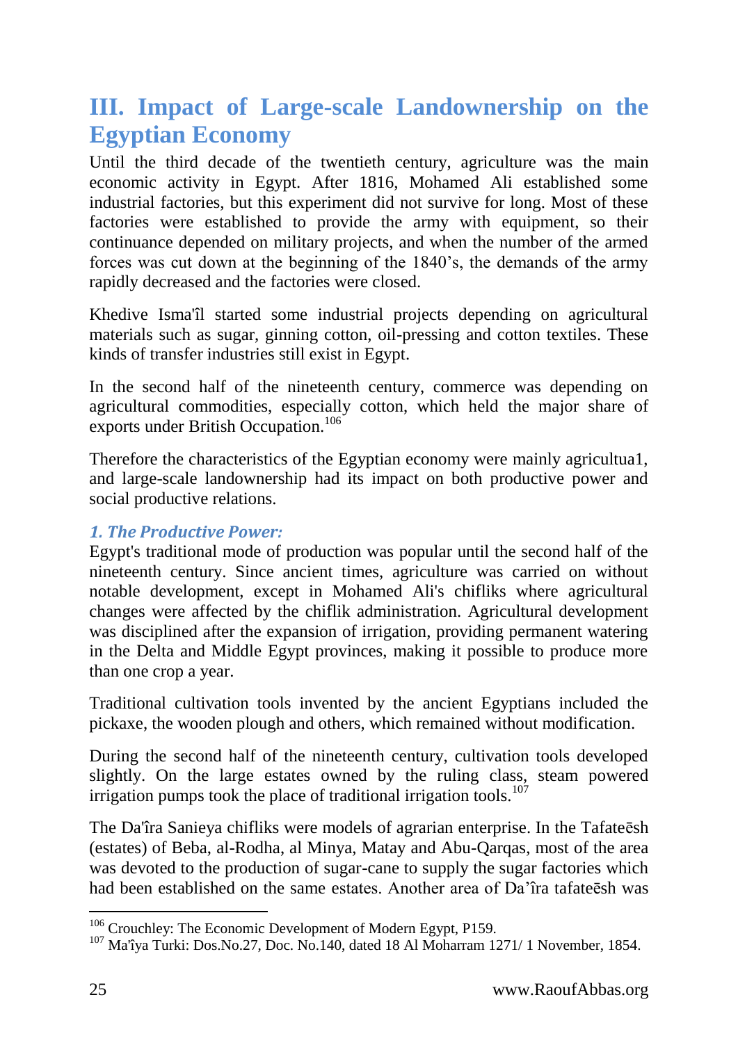## III. Impact of Large-scale Landownership on the Egyptian Economy

Until the third decade of the twentieth century, agriculture was the main economic activity in Egypt. After 1816, Mohamed Ali established some industrial factories, but this experiment did not survive for long. Most of these factories were established to provide the army with equipment, so their continuance depended on military projects, and when the number of the armed forces was cut down at the beginning of the 1840's, the demands of the army rapidly decreased and the factories were closed.

Khedive Isma'îl started some industrial projects depending on agricultural materials such as sugar, ginning cotton, oil-pressing and cotton textiles. These kinds of transfer industries still exist in Egypt.

In the second half of the nineteenth century, commerce was depending on agricultural commodities, especially cotton, which held the major share of exports under British Occupation.[106]

Therefore the characteristics of the Egyptian economy were mainly agricultua1, and large-scale landownership had its impact on both productive power and social productive relations.

### *1. The Productive Power:*

Egypt's traditional mode of production was popular until the second half of the nineteenth century. Since ancient times, agriculture was carried on without notable development, except in Mohamed Ali's chifliks where agricultural changes were affected by the chiflik administration. Agricultural development was disciplined after the expansion of irrigation, providing permanent watering in the Delta and Middle Egypt provinces, making it possible to produce more than one crop a year.

Traditional cultivation tools invented by the ancient Egyptians included the pickaxe, the wooden plough and others, which remained without modification.

During the second half of the nineteenth century, cultivation tools developed slightly. On the large estates owned by the ruling class, steam powered irrigation pumps took the place of traditional irrigation tools.[107]

The Da'îra Sanieya chifliks were models of agrarian enterprise. In the Tafateēsh (estates) of Beba, al-Rodha, al Minya, Matay and Abu-Qarqas, most of the area was devoted to the production of sugar-cane to supply the sugar factories which had been established on the same estates. Another area of Da'îra tafateēsh was

---

[106] Crouchley: The Economic Development of Modern Egypt, P159.

[107] Ma'îya Turki: Dos.No.27, Doc. No.140, dated 18 Al Moharram 1271/ 1 November, 1854.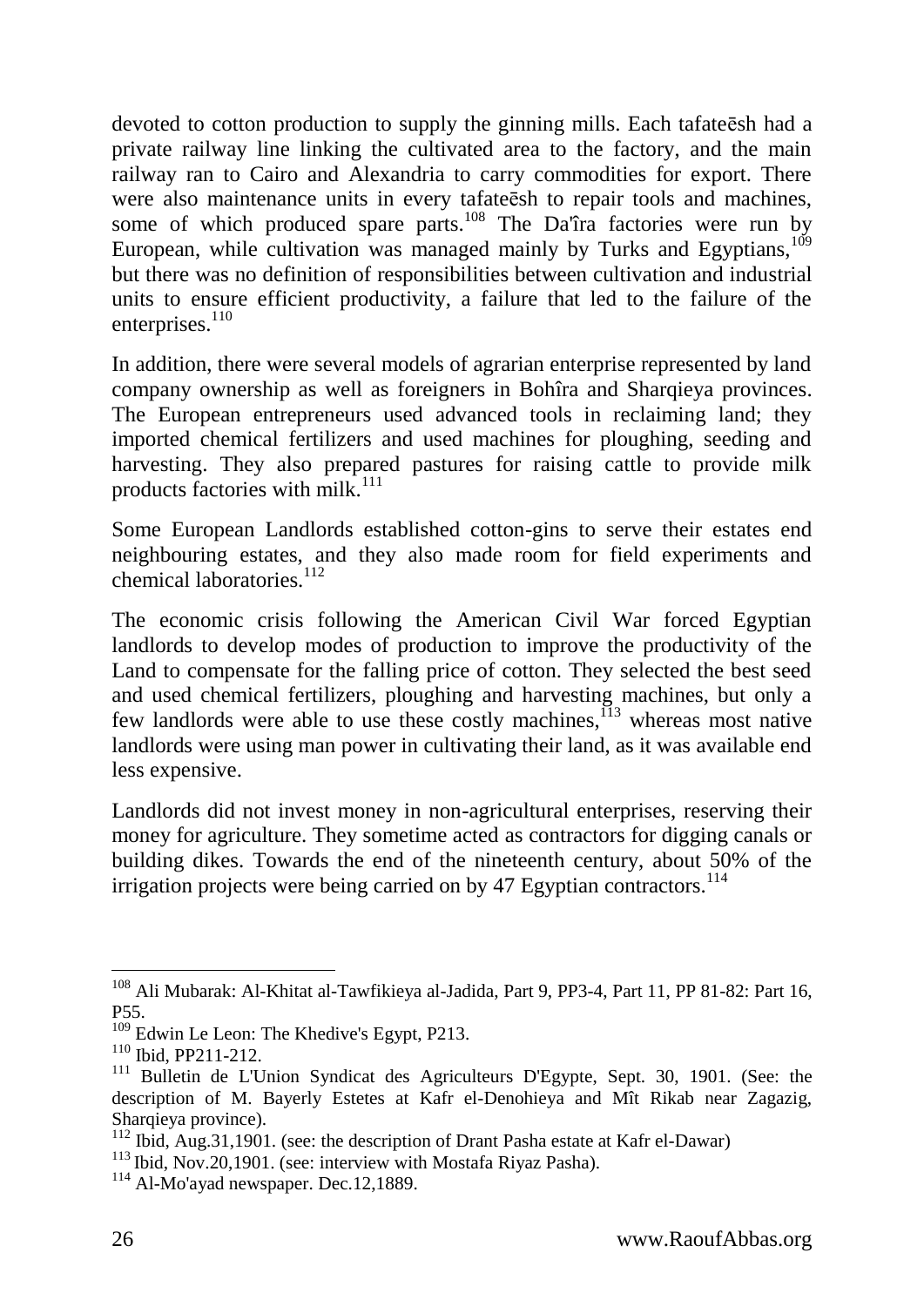devoted to cotton production to supply the ginning mills. Each tafateēsh had a private railway line linking the cultivated area to the factory, and the main railway ran to Cairo and Alexandria to carry commodities for export. There were also maintenance units in every tafateēsh to repair tools and machines, some of which produced spare parts.[108] The Da'îra factories were run by European, while cultivation was managed mainly by Turks and Egyptians,[109] but there was no definition of responsibilities between cultivation and industrial units to ensure efficient productivity, a failure that led to the failure of the enterprises.[110]

In addition, there were several models of agrarian enterprise represented by land company ownership as well as foreigners in Bohîra and Sharqieya provinces. The European entrepreneurs used advanced tools in reclaiming land; they imported chemical fertilizers and used machines for ploughing, seeding and harvesting. They also prepared pastures for raising cattle to provide milk products factories with milk.[111]

Some European Landlords established cotton-gins to serve their estates end neighbouring estates, and they also made room for field experiments and chemical laboratories.[112]

The economic crisis following the American Civil War forced Egyptian landlords to develop modes of production to improve the productivity of the Land to compensate for the falling price of cotton. They selected the best seed and used chemical fertilizers, ploughing and harvesting machines, but only a few landlords were able to use these costly machines,[113] whereas most native landlords were using man power in cultivating their land, as it was available end less expensive.

Landlords did not invest money in non-agricultural enterprises, reserving their money for agriculture. They sometime acted as contractors for digging canals or building dikes. Towards the end of the nineteenth century, about 50% of the irrigation projects were being carried on by 47 Egyptian contractors.[114]

---

[108] Ali Mubarak: Al-Khitat al-Tawfikieya al-Jadida, Part 9, PP3-4, Part 11, PP 81-82: Part 16, P55.

[109] Edwin Le Leon: The Khedive's Egypt, P213.

[110] Ibid, PP211-212.

[111] Bulletin de L'Union Syndicat des Agriculteurs D'Egypte, Sept. 30, 1901. (See: the description of M. Bayerly Estetes at Kafr el-Denohieya and Mît Rikab near Zagazig, Sharqieya province).

[112] Ibid, Aug.31,1901. (see: the description of Drant Pasha estate at Kafr el-Dawar)

[113] Ibid, Nov.20,1901. (see: interview with Mostafa Riyaz Pasha).

[114] Al-Mo'ayad newspaper. Dec.12,1889.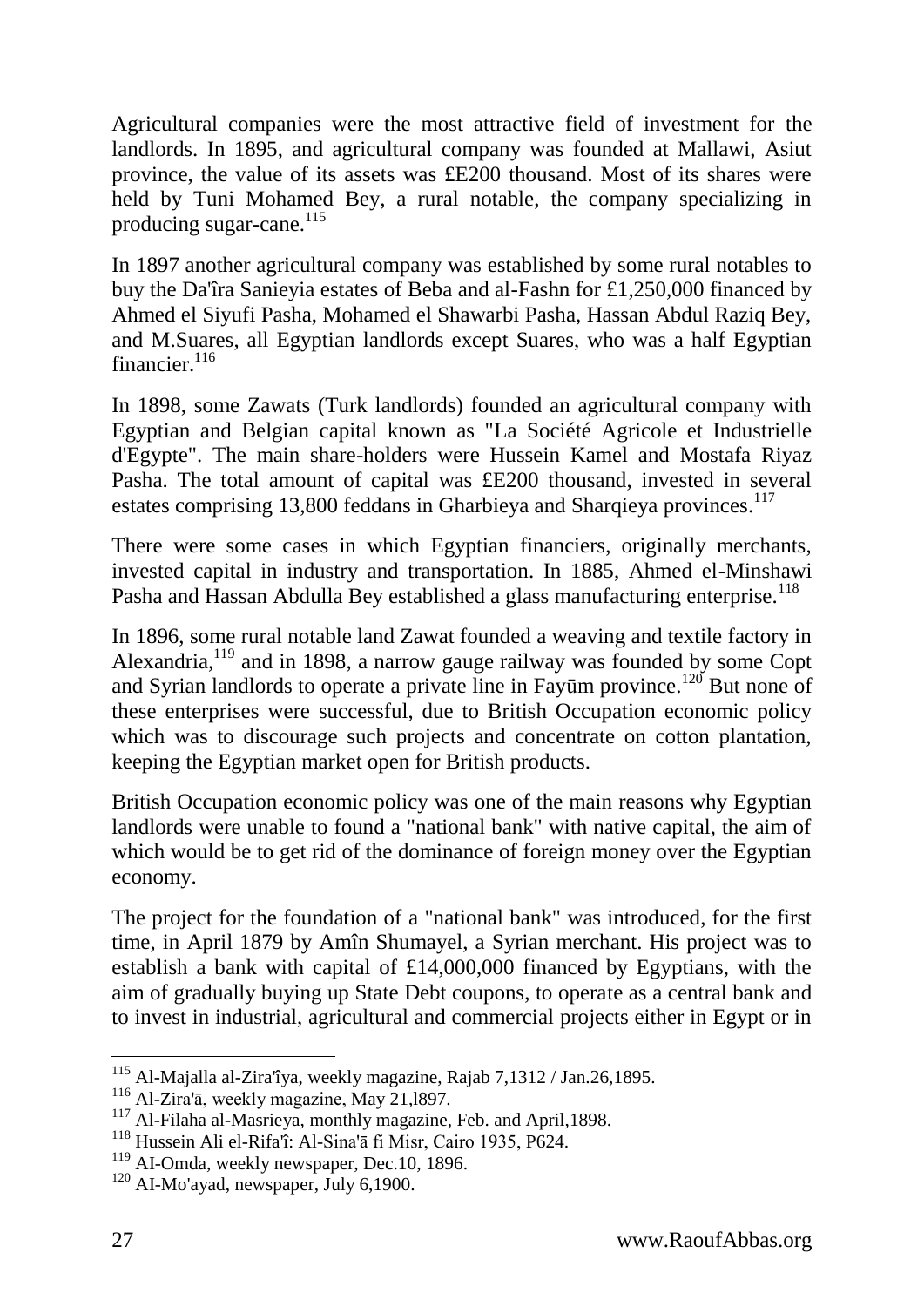Agricultural companies were the most attractive field of investment for the landlords. In 1895, and agricultural company was founded at Mallawi, Asiut province, the value of its assets was £E200 thousand. Most of its shares were held by Tuni Mohamed Bey, a rural notable, the company specializing in producing sugar-cane.[115]

In 1897 another agricultural company was established by some rural notables to buy the Da'îra Sanieyia estates of Beba and al-Fashn for £1,250,000 financed by Ahmed el Siyufi Pasha, Mohamed el Shawarbi Pasha, Hassan Abdul Raziq Bey, and M.Suares, all Egyptian landlords except Suares, who was a half Egyptian financier.[116]

In 1898, some Zawats (Turk landlords) founded an agricultural company with Egyptian and Belgian capital known as "La Société Agricole et Industrielle d'Egypte". The main share-holders were Hussein Kamel and Mostafa Riyaz Pasha. The total amount of capital was £E200 thousand, invested in several estates comprising 13,800 feddans in Gharbieya and Sharqieya provinces.[117]

There were some cases in which Egyptian financiers, originally merchants, invested capital in industry and transportation. In 1885, Ahmed el-Minshawi Pasha and Hassan Abdulla Bey established a glass manufacturing enterprise.[118]

In 1896, some rural notable land Zawat founded a weaving and textile factory in Alexandria,[119] and in 1898, a narrow gauge railway was founded by some Copt and Syrian landlords to operate a private line in Fayūm province.[120] But none of these enterprises were successful, due to British Occupation economic policy which was to discourage such projects and concentrate on cotton plantation, keeping the Egyptian market open for British products.

British Occupation economic policy was one of the main reasons why Egyptian landlords were unable to found a "national bank" with native capital, the aim of which would be to get rid of the dominance of foreign money over the Egyptian economy.

The project for the foundation of a "national bank" was introduced, for the first time, in April 1879 by Amîn Shumayel, a Syrian merchant. His project was to establish a bank with capital of £14,000,000 financed by Egyptians, with the aim of gradually buying up State Debt coupons, to operate as a central bank and to invest in industrial, agricultural and commercial projects either in Egypt or in

---

[115] Al-Majalla al-Zira'îya, weekly magazine, Rajab 7,1312 / Jan.26,1895.
[116] Al-Zira'ā, weekly magazine, May 21,l897.
[117] Al-Filaha al-Masrieya, monthly magazine, Feb. and April,1898.
[118] Hussein Ali el-Rifa'î: Al-Sina'ā fi Misr, Cairo 1935, P624.
[119] AI-Omda, weekly newspaper, Dec.10, 1896.
[120] AI-Mo'ayad, newspaper, July 6,1900.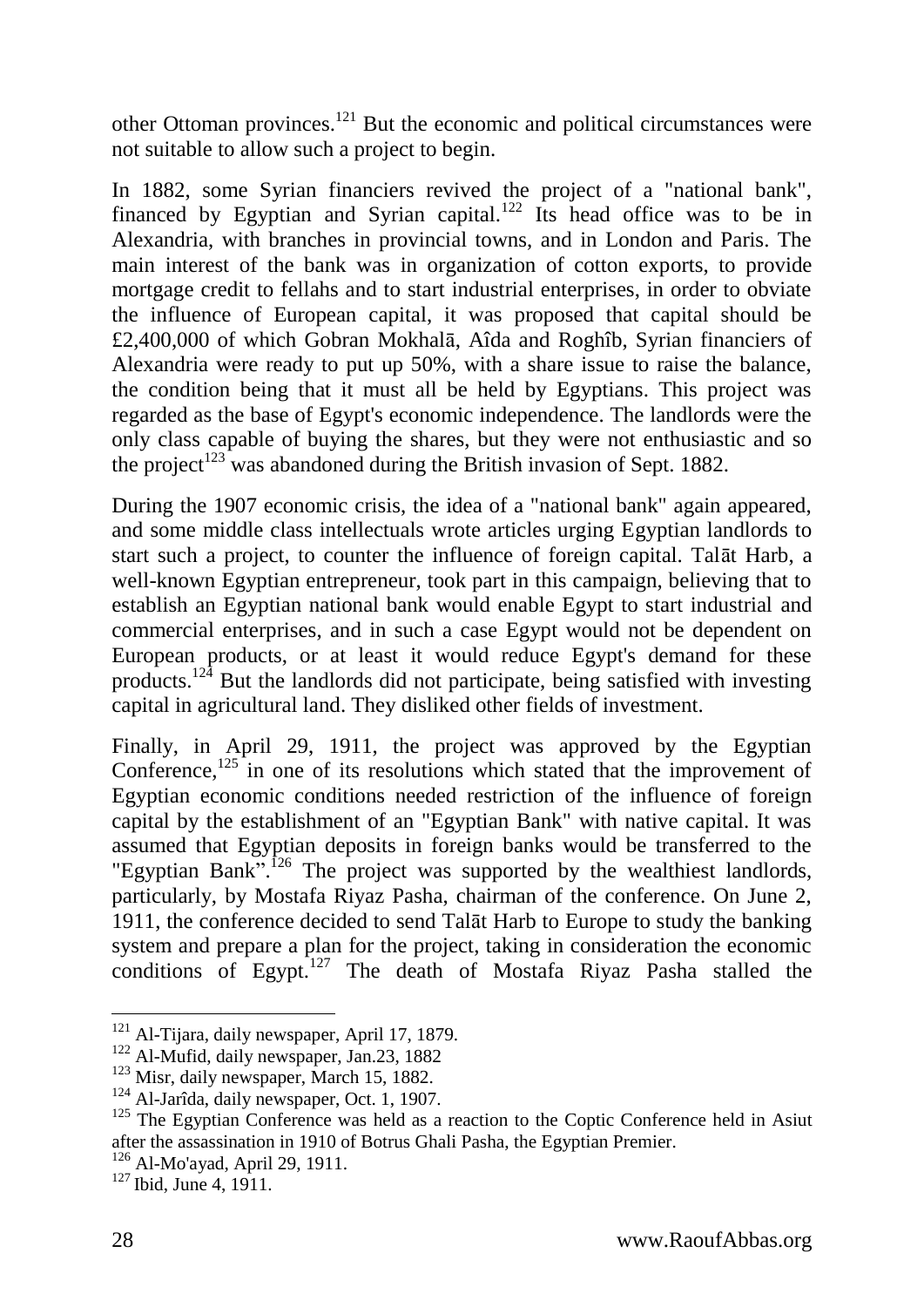other Ottoman provinces.[121] But the economic and political circumstances were not suitable to allow such a project to begin.

In 1882, some Syrian financiers revived the project of a "national bank", financed by Egyptian and Syrian capital.[122] Its head office was to be in Alexandria, with branches in provincial towns, and in London and Paris. The main interest of the bank was in organization of cotton exports, to provide mortgage credit to fellahs and to start industrial enterprises, in order to obviate the influence of European capital, it was proposed that capital should be £2,400,000 of which Gobran Mokhalā, Aîda and Roghîb, Syrian financiers of Alexandria were ready to put up 50%, with a share issue to raise the balance, the condition being that it must all be held by Egyptians. This project was regarded as the base of Egypt's economic independence. The landlords were the only class capable of buying the shares, but they were not enthusiastic and so the project[123] was abandoned during the British invasion of Sept. 1882.

During the 1907 economic crisis, the idea of a "national bank" again appeared, and some middle class intellectuals wrote articles urging Egyptian landlords to start such a project, to counter the influence of foreign capital. Talāt Harb, a well-known Egyptian entrepreneur, took part in this campaign, believing that to establish an Egyptian national bank would enable Egypt to start industrial and commercial enterprises, and in such a case Egypt would not be dependent on European products, or at least it would reduce Egypt's demand for these products.[124] But the landlords did not participate, being satisfied with investing capital in agricultural land. They disliked other fields of investment.

Finally, in April 29, 1911, the project was approved by the Egyptian Conference,[125] in one of its resolutions which stated that the improvement of Egyptian economic conditions needed restriction of the influence of foreign capital by the establishment of an "Egyptian Bank" with native capital. It was assumed that Egyptian deposits in foreign banks would be transferred to the "Egyptian Bank".[126] The project was supported by the wealthiest landlords, particularly, by Mostafa Riyaz Pasha, chairman of the conference. On June 2, 1911, the conference decided to send Talāt Harb to Europe to study the banking system and prepare a plan for the project, taking in consideration the economic conditions of Egypt.[127] The death of Mostafa Riyaz Pasha stalled the

---

[121] Al-Tijara, daily newspaper, April 17, 1879.

[122] Al-Mufid, daily newspaper, Jan.23, 1882

[123] Misr, daily newspaper, March 15, 1882.

[124] Al-Jarîda, daily newspaper, Oct. 1, 1907.

[125] The Egyptian Conference was held as a reaction to the Coptic Conference held in Asiut after the assassination in 1910 of Botrus Ghali Pasha, the Egyptian Premier.

[126] Al-Mo'ayad, April 29, 1911.

[127] Ibid, June 4, 1911.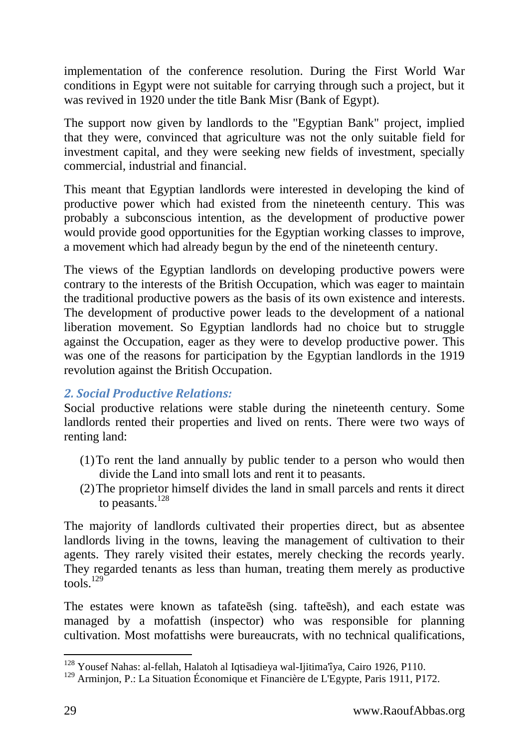implementation of the conference resolution. During the First World War conditions in Egypt were not suitable for carrying through such a project, but it was revived in 1920 under the title Bank Misr (Bank of Egypt).

The support now given by landlords to the "Egyptian Bank" project, implied that they were, convinced that agriculture was not the only suitable field for investment capital, and they were seeking new fields of investment, specially commercial, industrial and financial.

This meant that Egyptian landlords were interested in developing the kind of productive power which had existed from the nineteenth century. This was probably a subconscious intention, as the development of productive power would provide good opportunities for the Egyptian working classes to improve, a movement which had already begun by the end of the nineteenth century.

The views of the Egyptian landlords on developing productive powers were contrary to the interests of the British Occupation, which was eager to maintain the traditional productive powers as the basis of its own existence and interests. The development of productive power leads to the development of a national liberation movement. So Egyptian landlords had no choice but to struggle against the Occupation, eager as they were to develop productive power. This was one of the reasons for participation by the Egyptian landlords in the 1919 revolution against the British Occupation.

### *2. Social Productive Relations:*

Social productive relations were stable during the nineteenth century. Some landlords rented their properties and lived on rents. There were two ways of renting land:

(1) To rent the land annually by public tender to a person who would then divide the Land into small lots and rent it to peasants.

(2) The proprietor himself divides the land in small parcels and rents it direct to peasants.[128]

The majority of landlords cultivated their properties direct, but as absentee landlords living in the towns, leaving the management of cultivation to their agents. They rarely visited their estates, merely checking the records yearly. They regarded tenants as less than human, treating them merely as productive tools.[129]

The estates were known as tafateēsh (sing. tafteēsh), and each estate was managed by a mofattish (inspector) who was responsible for planning cultivation. Most mofattishs were bureaucrats, with no technical qualifications,

---

[128] Yousef Nahas: al-fellah, Halatoh al Iqtisadieya wal-Ijitimaʽīya, Cairo 1926, P110.

[129] Arminjon, P.: La Situation Économique et Financière de L'Egypte, Paris 1911, P172.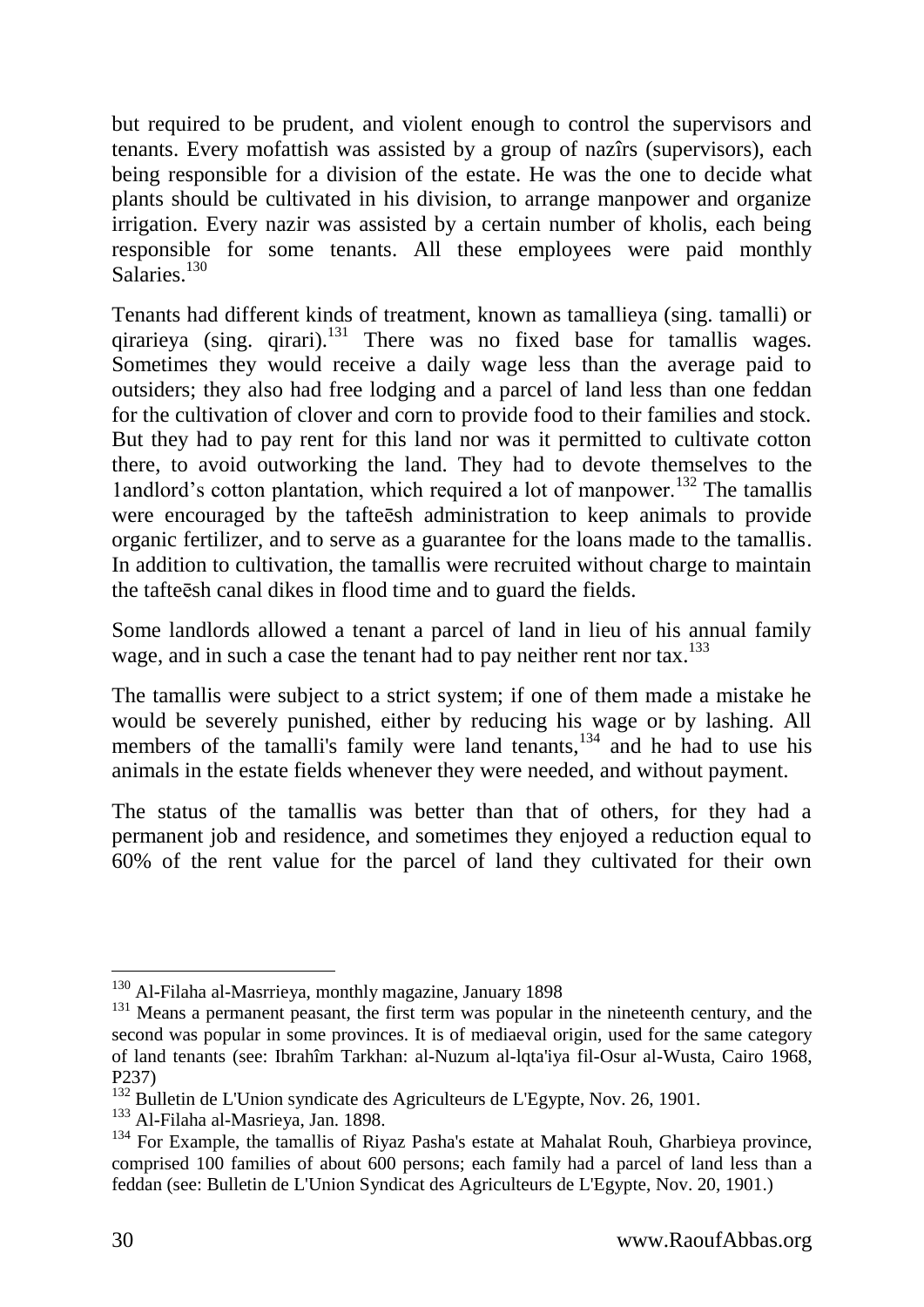but required to be prudent, and violent enough to control the supervisors and tenants. Every mofattish was assisted by a group of nazîrs (supervisors), each being responsible for a division of the estate. He was the one to decide what plants should be cultivated in his division, to arrange manpower and organize irrigation. Every nazir was assisted by a certain number of kholis, each being responsible for some tenants. All these employees were paid monthly Salaries.[130]

Tenants had different kinds of treatment, known as tamallieya (sing. tamalli) or qirarieya (sing. qirari).[131] There was no fixed base for tamallis wages. Sometimes they would receive a daily wage less than the average paid to outsiders; they also had free lodging and a parcel of land less than one feddan for the cultivation of clover and corn to provide food to their families and stock. But they had to pay rent for this land nor was it permitted to cultivate cotton there, to avoid outworking the land. They had to devote themselves to the 1andlord's cotton plantation, which required a lot of manpower.[132] The tamallis were encouraged by the tafteēsh administration to keep animals to provide organic fertilizer, and to serve as a guarantee for the loans made to the tamallis. In addition to cultivation, the tamallis were recruited without charge to maintain the tafteēsh canal dikes in flood time and to guard the fields.

Some landlords allowed a tenant a parcel of land in lieu of his annual family wage, and in such a case the tenant had to pay neither rent nor tax.[133]

The tamallis were subject to a strict system; if one of them made a mistake he would be severely punished, either by reducing his wage or by lashing. All members of the tamalli's family were land tenants,[134] and he had to use his animals in the estate fields whenever they were needed, and without payment.

The status of the tamallis was better than that of others, for they had a permanent job and residence, and sometimes they enjoyed a reduction equal to 60% of the rent value for the parcel of land they cultivated for their own

---

[130] Al-Filaha al-Masrrieya, monthly magazine, January 1898

[131] Means a permanent peasant, the first term was popular in the nineteenth century, and the second was popular in some provinces. It is of mediaeval origin, used for the same category of land tenants (see: Ibrahîm Tarkhan: al-Nuzum al-lqta'iya fil-Osur al-Wusta, Cairo 1968, P237)

[132] Bulletin de L'Union syndicate des Agriculteurs de L'Egypte, Nov. 26, 1901.

[133] Al-Filaha al-Masrieya, Jan. 1898.

[134] For Example, the tamallis of Riyaz Pasha's estate at Mahalat Rouh, Gharbieya province, comprised 100 families of about 600 persons; each family had a parcel of land less than a feddan (see: Bulletin de L'Union Syndicat des Agriculteurs de L'Egypte, Nov. 20, 1901.)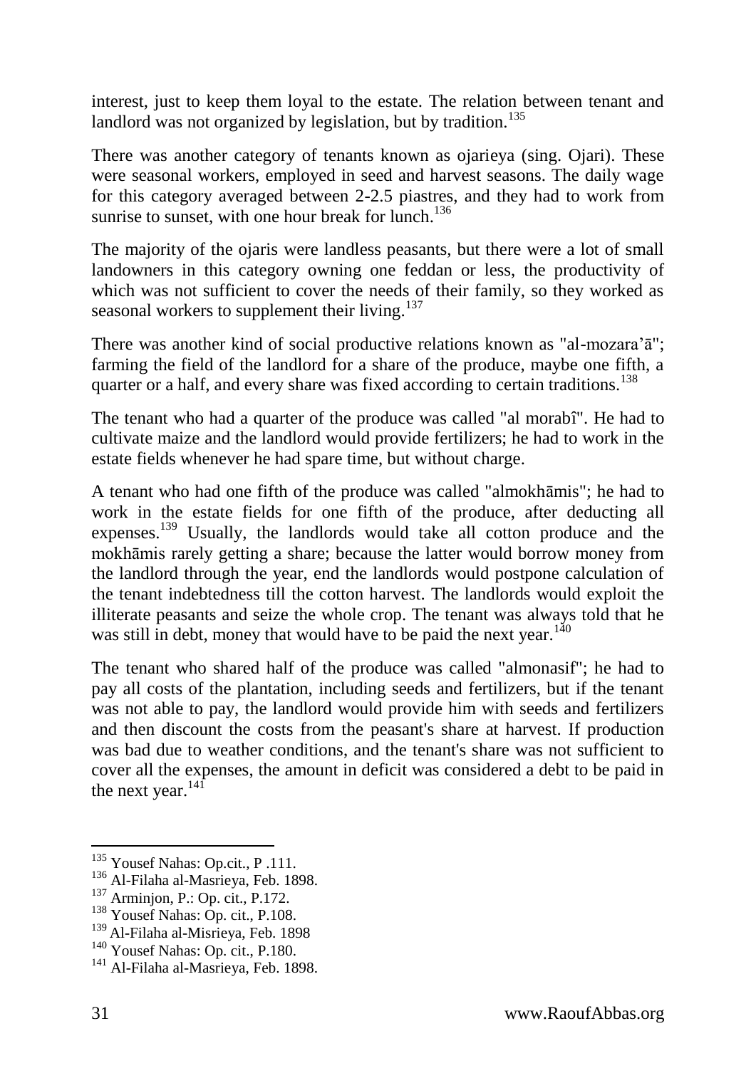interest, just to keep them loyal to the estate. The relation between tenant and landlord was not organized by legislation, but by tradition.[135]

There was another category of tenants known as ojarieya (sing. Ojari). These were seasonal workers, employed in seed and harvest seasons. The daily wage for this category averaged between 2-2.5 piastres, and they had to work from sunrise to sunset, with one hour break for lunch.[136]

The majority of the ojaris were landless peasants, but there were a lot of small landowners in this category owning one feddan or less, the productivity of which was not sufficient to cover the needs of their family, so they worked as seasonal workers to supplement their living.[137]

There was another kind of social productive relations known as "al-mozara'ā"; farming the field of the landlord for a share of the produce, maybe one fifth, a quarter or a half, and every share was fixed according to certain traditions.[138]

The tenant who had a quarter of the produce was called "al morabî". He had to cultivate maize and the landlord would provide fertilizers; he had to work in the estate fields whenever he had spare time, but without charge.

A tenant who had one fifth of the produce was called "almokhāmis"; he had to work in the estate fields for one fifth of the produce, after deducting all expenses.[139] Usually, the landlords would take all cotton produce and the mokhāmis rarely getting a share; because the latter would borrow money from the landlord through the year, end the landlords would postpone calculation of the tenant indebtedness till the cotton harvest. The landlords would exploit the illiterate peasants and seize the whole crop. The tenant was always told that he was still in debt, money that would have to be paid the next year.[140]

The tenant who shared half of the produce was called "almonasif"; he had to pay all costs of the plantation, including seeds and fertilizers, but if the tenant was not able to pay, the landlord would provide him with seeds and fertilizers and then discount the costs from the peasant's share at harvest. If production was bad due to weather conditions, and the tenant's share was not sufficient to cover all the expenses, the amount in deficit was considered a debt to be paid in the next year.[141]

---

[135] Yousef Nahas: Op.cit., P .111.

[136] Al-Filaha al-Masrieya, Feb. 1898.

[137] Arminjon, P.: Op. cit., P.172.

[138] Yousef Nahas: Op. cit., P.108.

[139] Al-Filaha al-Misrieya, Feb. 1898

[140] Yousef Nahas: Op. cit., P.180.

[141] Al-Filaha al-Masrieya, Feb. 1898.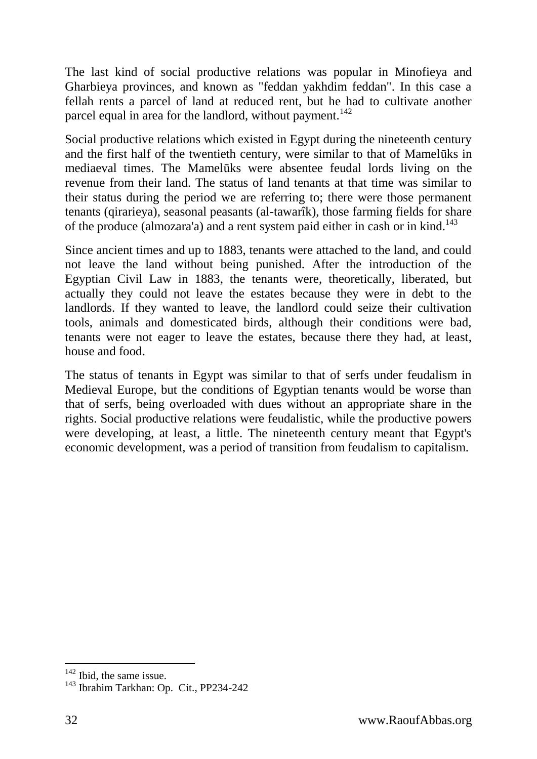The last kind of social productive relations was popular in Minofieya and Gharbieya provinces, and known as "feddan yakhdim feddan". In this case a fellah rents a parcel of land at reduced rent, but he had to cultivate another parcel equal in area for the landlord, without payment.[142]

Social productive relations which existed in Egypt during the nineteenth century and the first half of the twentieth century, were similar to that of Mamelūks in mediaeval times. The Mamelūks were absentee feudal lords living on the revenue from their land. The status of land tenants at that time was similar to their status during the period we are referring to; there were those permanent tenants (qirarieya), seasonal peasants (al-tawarîk), those farming fields for share of the produce (almozara'a) and a rent system paid either in cash or in kind.[143]

Since ancient times and up to 1883, tenants were attached to the land, and could not leave the land without being punished. After the introduction of the Egyptian Civil Law in 1883, the tenants were, theoretically, liberated, but actually they could not leave the estates because they were in debt to the landlords. If they wanted to leave, the landlord could seize their cultivation tools, animals and domesticated birds, although their conditions were bad, tenants were not eager to leave the estates, because there they had, at least, house and food.

The status of tenants in Egypt was similar to that of serfs under feudalism in Medieval Europe, but the conditions of Egyptian tenants would be worse than that of serfs, being overloaded with dues without an appropriate share in the rights. Social productive relations were feudalistic, while the productive powers were developing, at least, a little. The nineteenth century meant that Egypt's economic development, was a period of transition from feudalism to capitalism.

---

[142] Ibid, the same issue.

[143] Ibrahim Tarkhan: Op. Cit., PP234-242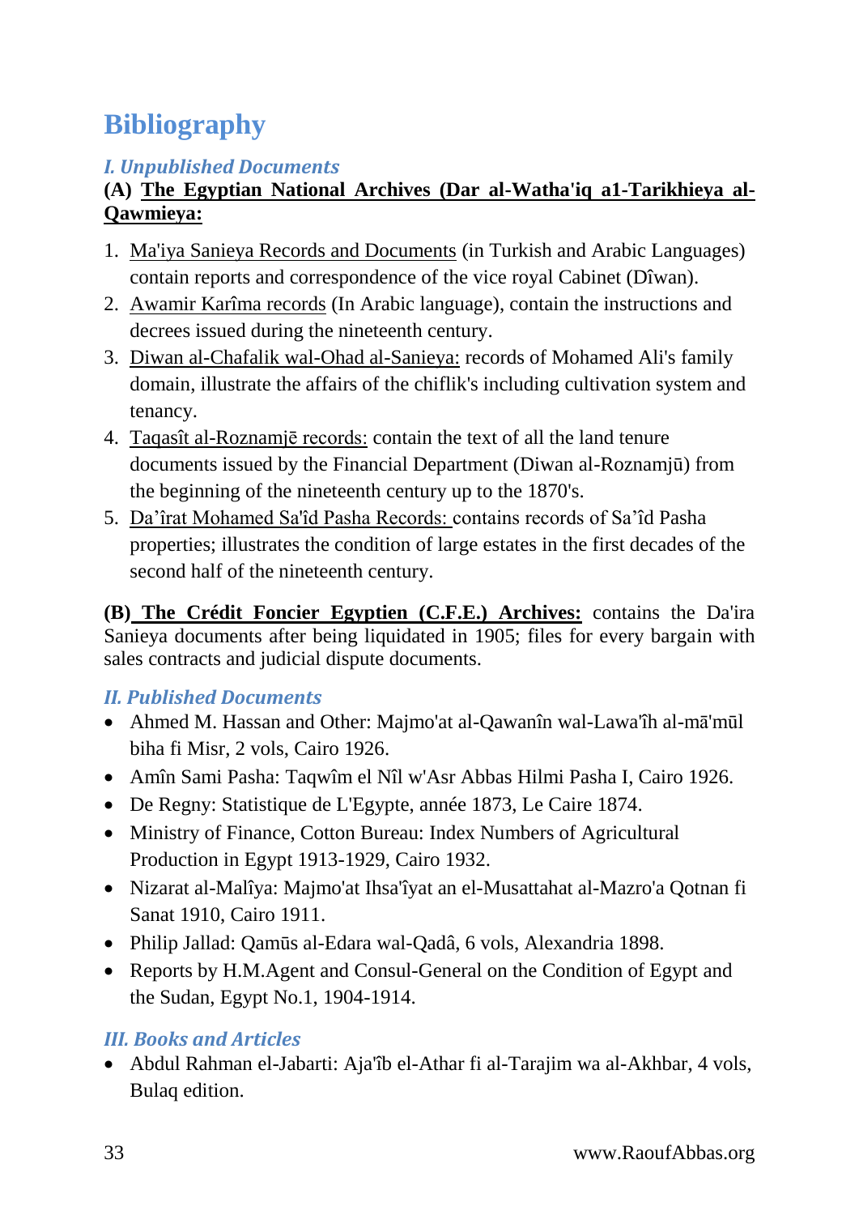# Bibliography

### *I. Unpublished Documents*

**(A) <u>The Egyptian National Archives (Dar al-Watha'iq a1-Tarikhieya al-Qawmieya:</u>**

1. <u>Ma'iya Sanieya Records and Documents</u> (in Turkish and Arabic Languages) contain reports and correspondence of the vice royal Cabinet (Dîwan).
2. <u>Awamir Karîma records</u> (In Arabic language), contain the instructions and decrees issued during the nineteenth century.
3. <u>Diwan al-Chafalik wal-Ohad al-Sanieya:</u> records of Mohamed Ali's family domain, illustrate the affairs of the chiflik's including cultivation system and tenancy.
4. <u>Taqasît al-Roznamjē records:</u> contain the text of all the land tenure documents issued by the Financial Department (Diwan al-Roznamjū) from the beginning of the nineteenth century up to the 1870's.
5. <u>Da'îrat Mohamed Sa'îd Pasha Records:</u> contains records of Sa'îd Pasha properties; illustrates the condition of large estates in the first decades of the second half of the nineteenth century.

**(B) <u>The Crédit Foncier Egyptien (C.F.E.) Archives:</u>** contains the Da'ira Sanieya documents after being liquidated in 1905; files for every bargain with sales contracts and judicial dispute documents.

### *II. Published Documents*

- Ahmed M. Hassan and Other: Majmo'at al-Qawanîn wal-Lawa'îh al-mā'mūl biha fi Misr, 2 vols, Cairo 1926.
- Amîn Sami Pasha: Taqwîm el Nîl w'Asr Abbas Hilmi Pasha I, Cairo 1926.
- De Regny: Statistique de L'Egypte, année 1873, Le Caire 1874.
- Ministry of Finance, Cotton Bureau: Index Numbers of Agricultural Production in Egypt 1913-1929, Cairo 1932.
- Nizarat al-Malîya: Majmo'at Ihsa'îyat an el-Musattahat al-Mazro'a Qotnan fi Sanat 1910, Cairo 1911.
- Philip Jallad: Qamūs al-Edara wal-Qadâ, 6 vols, Alexandria 1898.
- Reports by H.M.Agent and Consul-General on the Condition of Egypt and the Sudan, Egypt No.1, 1904-1914.

### *III. Books and Articles*

- Abdul Rahman el-Jabarti: Aja'îb el-Athar fi al-Tarajim wa al-Akhbar, 4 vols, Bulaq edition.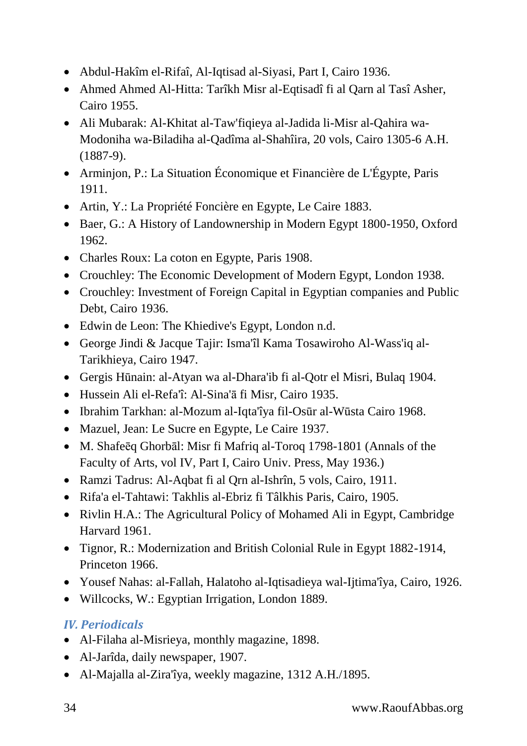- Abdul-Hakîm el-Rifaî, Al-Iqtisad al-Siyasi, Part I, Cairo 1936.
- Ahmed Ahmed Al-Hitta: Tarîkh Misr al-Eqtisadî fi al Qarn al Tasî Asher, Cairo 1955.
- Ali Mubarak: Al-Khitat al-Taw'fiqieya al-Jadida li-Misr al-Qahira wa-Modoniha wa-Biladiha al-Qadîma al-Shahîira, 20 vols, Cairo 1305-6 A.H. (1887-9).
- Arminjon, P.: La Situation Économique et Financière de L'Égypte, Paris 1911.
- Artin, Y.: La Propriété Foncière en Egypte, Le Caire 1883.
- Baer, G.: A History of Landownership in Modern Egypt 1800-1950, Oxford 1962.
- Charles Roux: La coton en Egypte, Paris 1908.
- Crouchley: The Economic Development of Modern Egypt, London 1938.
- Crouchley: Investment of Foreign Capital in Egyptian companies and Public Debt, Cairo 1936.
- Edwin de Leon: The Khiedive's Egypt, London n.d.
- George Jindi & Jacque Tajir: Isma'îl Kama Tosawiroho Al-Wass'iq al-Tarikhieya, Cairo 1947.
- Gergis Hūnain: al-Atyan wa al-Dhara'ib fi al-Qotr el Misri, Bulaq 1904.
- Hussein Ali el-Refa'î: Al-Sina'ā fi Misr, Cairo 1935.
- Ibrahim Tarkhan: al-Mozum al-Iqta'îya fil-Osūr al-Wūsta Cairo 1968.
- Mazuel, Jean: Le Sucre en Egypte, Le Caire 1937.
- M. Shafeēq Ghorbāl: Misr fi Mafriq al-Toroq 1798-1801 (Annals of the Faculty of Arts, vol IV, Part I, Cairo Univ. Press, May 1936.)
- Ramzi Tadrus: Al-Aqbat fi al Qrn al-Ishrîn, 5 vols, Cairo, 1911.
- Rifa'a el-Tahtawi: Takhlis al-Ebriz fi Tâlkhis Paris, Cairo, 1905.
- Rivlin H.A.: The Agricultural Policy of Mohamed Ali in Egypt, Cambridge Harvard 1961.
- Tignor, R.: Modernization and British Colonial Rule in Egypt 1882-1914, Princeton 1966.
- Yousef Nahas: al-Fallah, Halatoho al-Iqtisadieya wal-Ijtima'îya, Cairo, 1926.
- Willcocks, W.: Egyptian Irrigation, London 1889.

### *IV. Periodicals*

- Al-Filaha al-Misrieya, monthly magazine, 1898.
- Al-Jarîda, daily newspaper, 1907.
- Al-Majalla al-Zira'îya, weekly magazine, 1312 A.H./1895.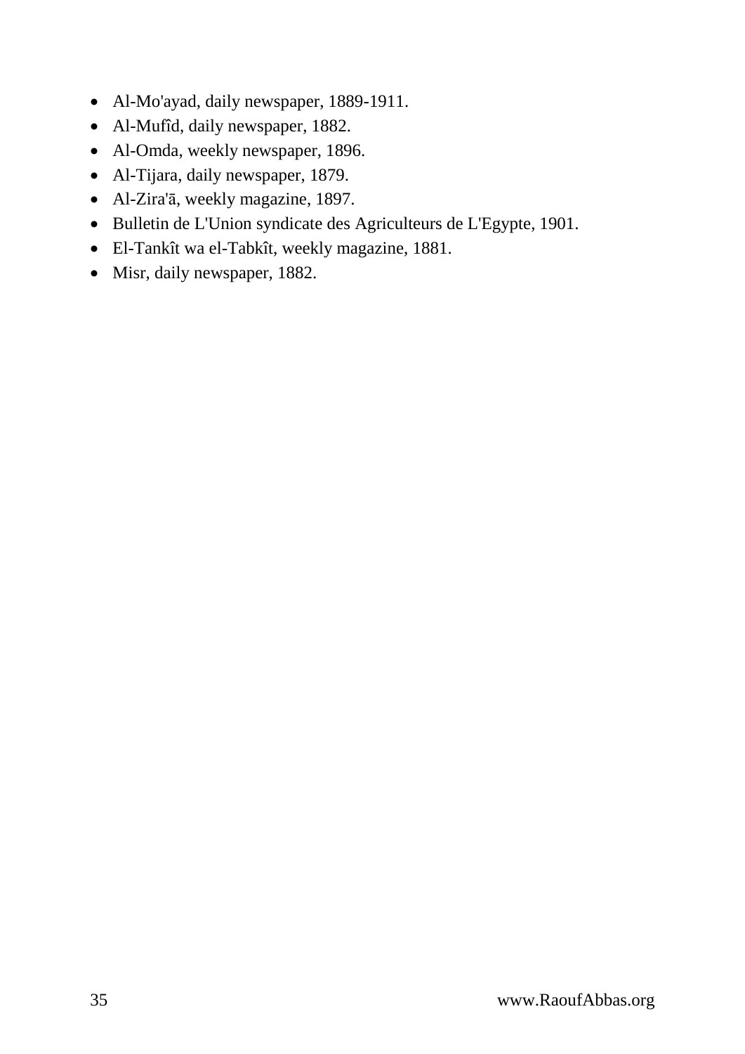- Al-Mo'ayad, daily newspaper, 1889-1911.
- Al-Mufîd, daily newspaper, 1882.
- Al-Omda, weekly newspaper, 1896.
- Al-Tijara, daily newspaper, 1879.
- Al-Zira'ā, weekly magazine, 1897.
- Bulletin de L'Union syndicate des Agriculteurs de L'Egypte, 1901.
- El-Tankît wa el-Tabkît, weekly magazine, 1881.
- Misr, daily newspaper, 1882.